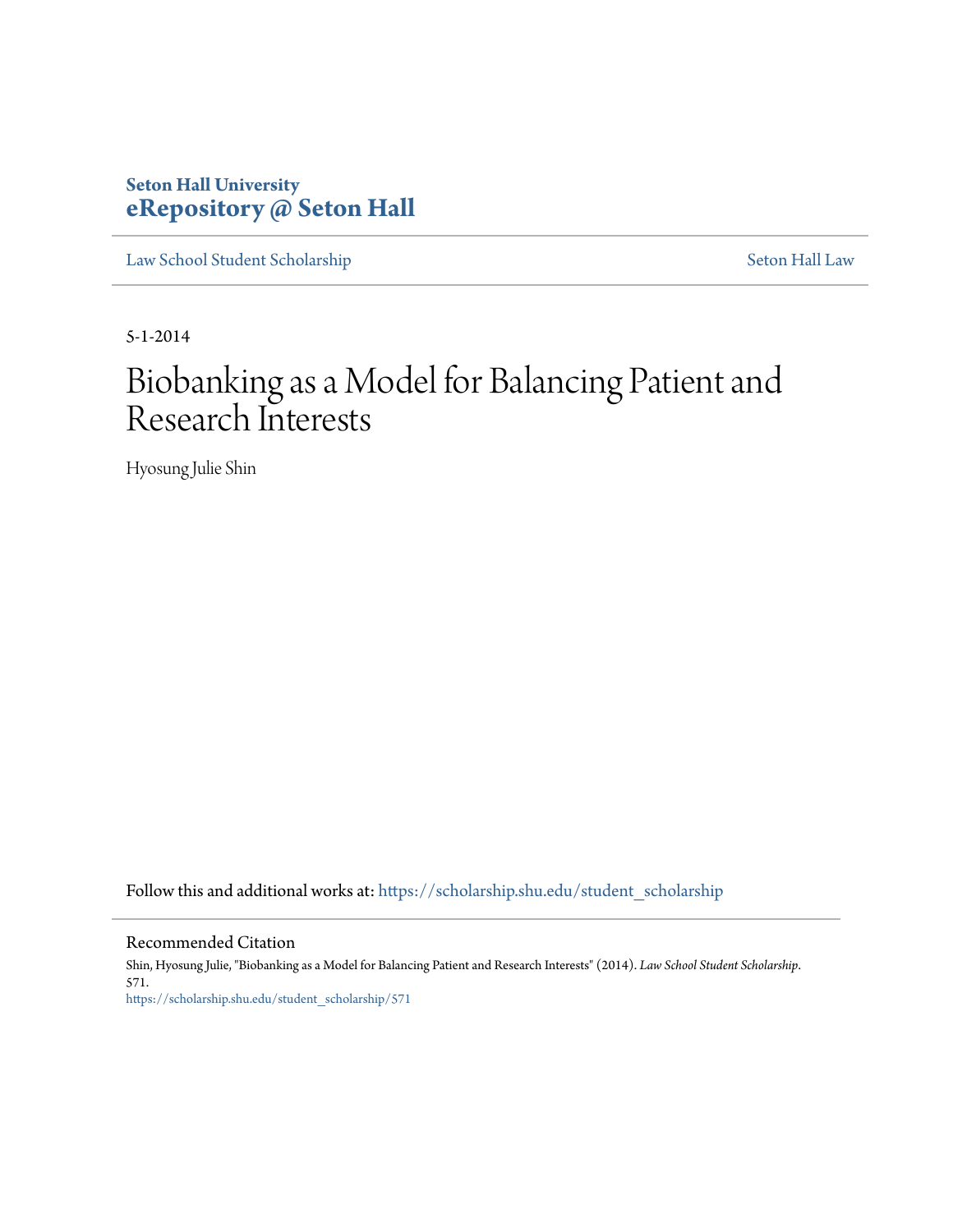**Seton Hall University**
**eRepository @ Seton Hall**

Law School Student Scholarship — Seton Hall Law

5-1-2014

# Biobanking as a Model for Balancing Patient and Research Interests

Hyosung Julie Shin

Follow this and additional works at: https://scholarship.shu.edu/student_scholarship

## Recommended Citation

Shin, Hyosung Julie, "Biobanking as a Model for Balancing Patient and Research Interests" (2014). *Law School Student Scholarship*. 571.
https://scholarship.shu.edu/student_scholarship/571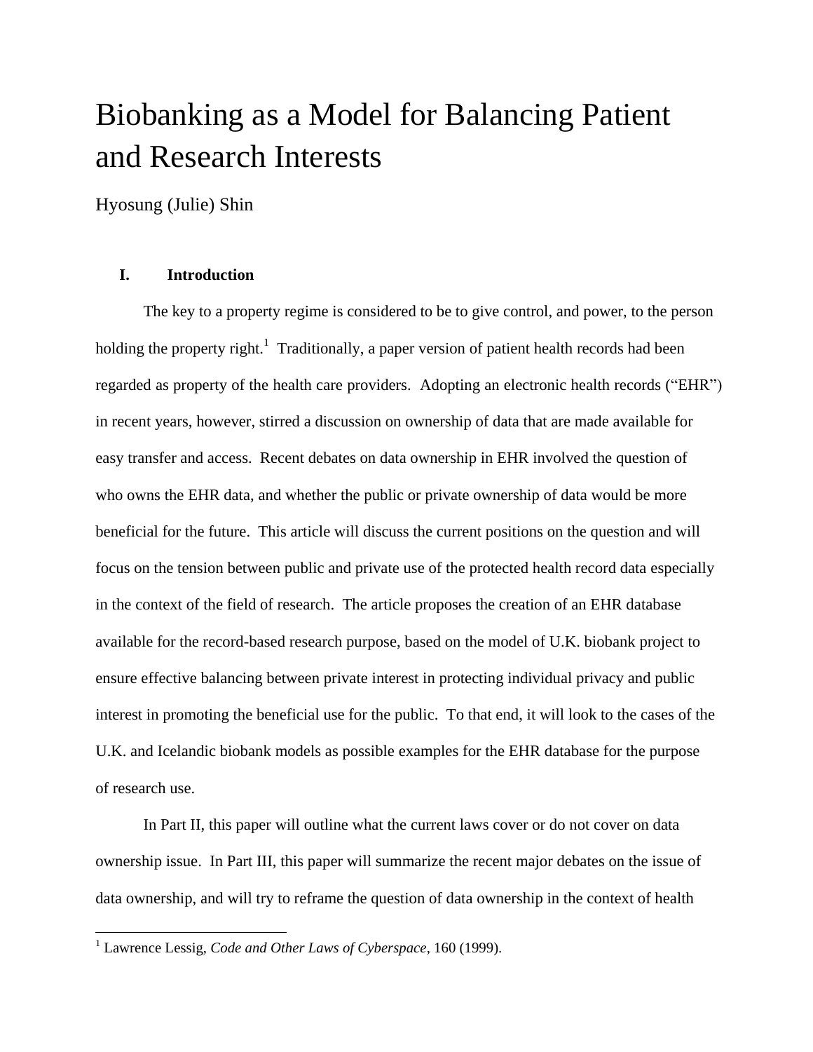# Biobanking as a Model for Balancing Patient and Research Interests

Hyosung (Julie) Shin

## I. Introduction

The key to a property regime is considered to be to give control, and power, to the person holding the property right.[1] Traditionally, a paper version of patient health records had been regarded as property of the health care providers. Adopting an electronic health records ("EHR") in recent years, however, stirred a discussion on ownership of data that are made available for easy transfer and access. Recent debates on data ownership in EHR involved the question of who owns the EHR data, and whether the public or private ownership of data would be more beneficial for the future. This article will discuss the current positions on the question and will focus on the tension between public and private use of the protected health record data especially in the context of the field of research. The article proposes the creation of an EHR database available for the record-based research purpose, based on the model of U.K. biobank project to ensure effective balancing between private interest in protecting individual privacy and public interest in promoting the beneficial use for the public. To that end, it will look to the cases of the U.K. and Icelandic biobank models as possible examples for the EHR database for the purpose of research use.

In Part II, this paper will outline what the current laws cover or do not cover on data ownership issue. In Part III, this paper will summarize the recent major debates on the issue of data ownership, and will try to reframe the question of data ownership in the context of health

[1] Lawrence Lessig, *Code and Other Laws of Cyberspace*, 160 (1999).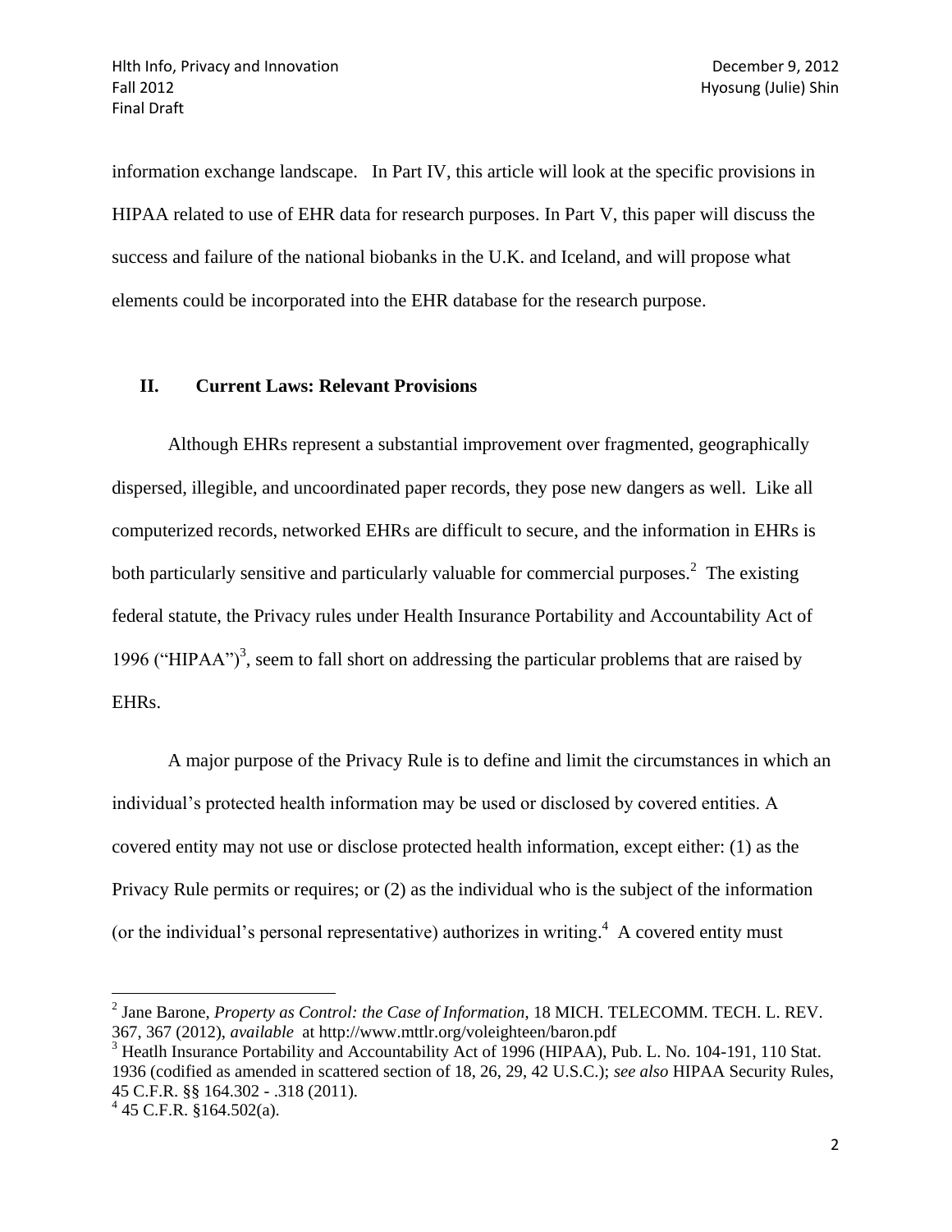information exchange landscape.   In Part IV, this article will look at the specific provisions in HIPAA related to use of EHR data for research purposes. In Part V, this paper will discuss the success and failure of the national biobanks in the U.K. and Iceland, and will propose what elements could be incorporated into the EHR database for the research purpose.

## II. Current Laws: Relevant Provisions

Although EHRs represent a substantial improvement over fragmented, geographically dispersed, illegible, and uncoordinated paper records, they pose new dangers as well.  Like all computerized records, networked EHRs are difficult to secure, and the information in EHRs is both particularly sensitive and particularly valuable for commercial purposes.[2]  The existing federal statute, the Privacy rules under Health Insurance Portability and Accountability Act of 1996 ("HIPAA")[3], seem to fall short on addressing the particular problems that are raised by EHRs.

A major purpose of the Privacy Rule is to define and limit the circumstances in which an individual's protected health information may be used or disclosed by covered entities. A covered entity may not use or disclose protected health information, except either: (1) as the Privacy Rule permits or requires; or (2) as the individual who is the subject of the information (or the individual's personal representative) authorizes in writing.[4]  A covered entity must

---

[2] Jane Barone, *Property as Control: the Case of Information*, 18 MICH. TELECOMM. TECH. L. REV. 367, 367 (2012), *available* at http://www.mttlr.org/voleighteen/baron.pdf

[3] Heatlh Insurance Portability and Accountability Act of 1996 (HIPAA), Pub. L. No. 104-191, 110 Stat. 1936 (codified as amended in scattered section of 18, 26, 29, 42 U.S.C.); *see also* HIPAA Security Rules, 45 C.F.R. §§ 164.302 - .318 (2011).

[4] 45 C.F.R. §164.502(a).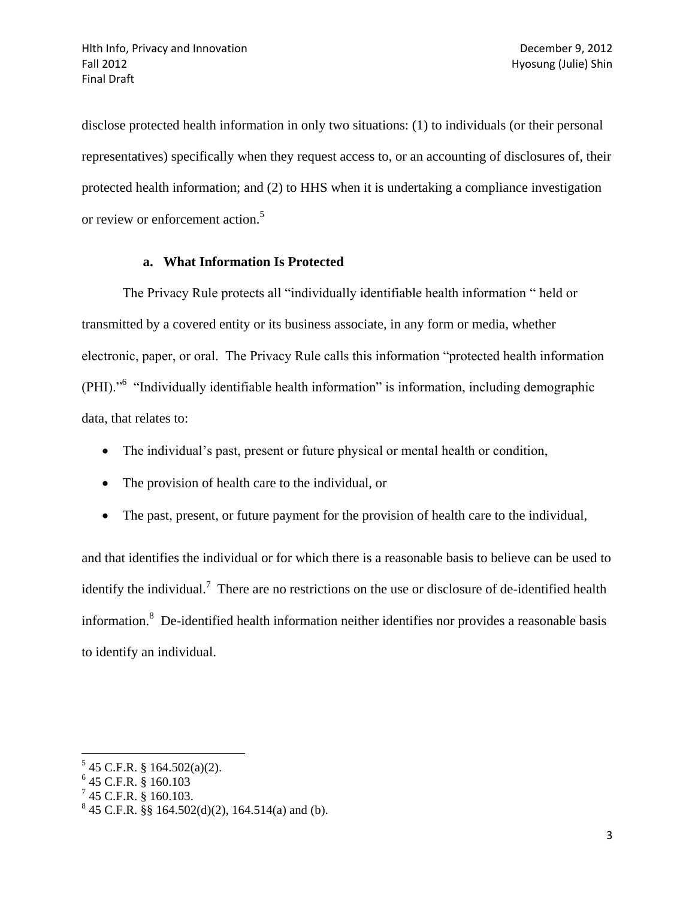disclose protected health information in only two situations: (1) to individuals (or their personal representatives) specifically when they request access to, or an accounting of disclosures of, their protected health information; and (2) to HHS when it is undertaking a compliance investigation or review or enforcement action.[5]

### a. What Information Is Protected

The Privacy Rule protects all "individually identifiable health information " held or transmitted by a covered entity or its business associate, in any form or media, whether electronic, paper, or oral. The Privacy Rule calls this information "protected health information (PHI)."[6] "Individually identifiable health information" is information, including demographic data, that relates to:

- The individual's past, present or future physical or mental health or condition,
- The provision of health care to the individual, or
- The past, present, or future payment for the provision of health care to the individual,

and that identifies the individual or for which there is a reasonable basis to believe can be used to identify the individual.[7] There are no restrictions on the use or disclosure of de-identified health information.[8] De-identified health information neither identifies nor provides a reasonable basis to identify an individual.

---

[5] 45 C.F.R. § 164.502(a)(2).

[6] 45 C.F.R. § 160.103

[7] 45 C.F.R. § 160.103.

[8] 45 C.F.R. §§ 164.502(d)(2), 164.514(a) and (b).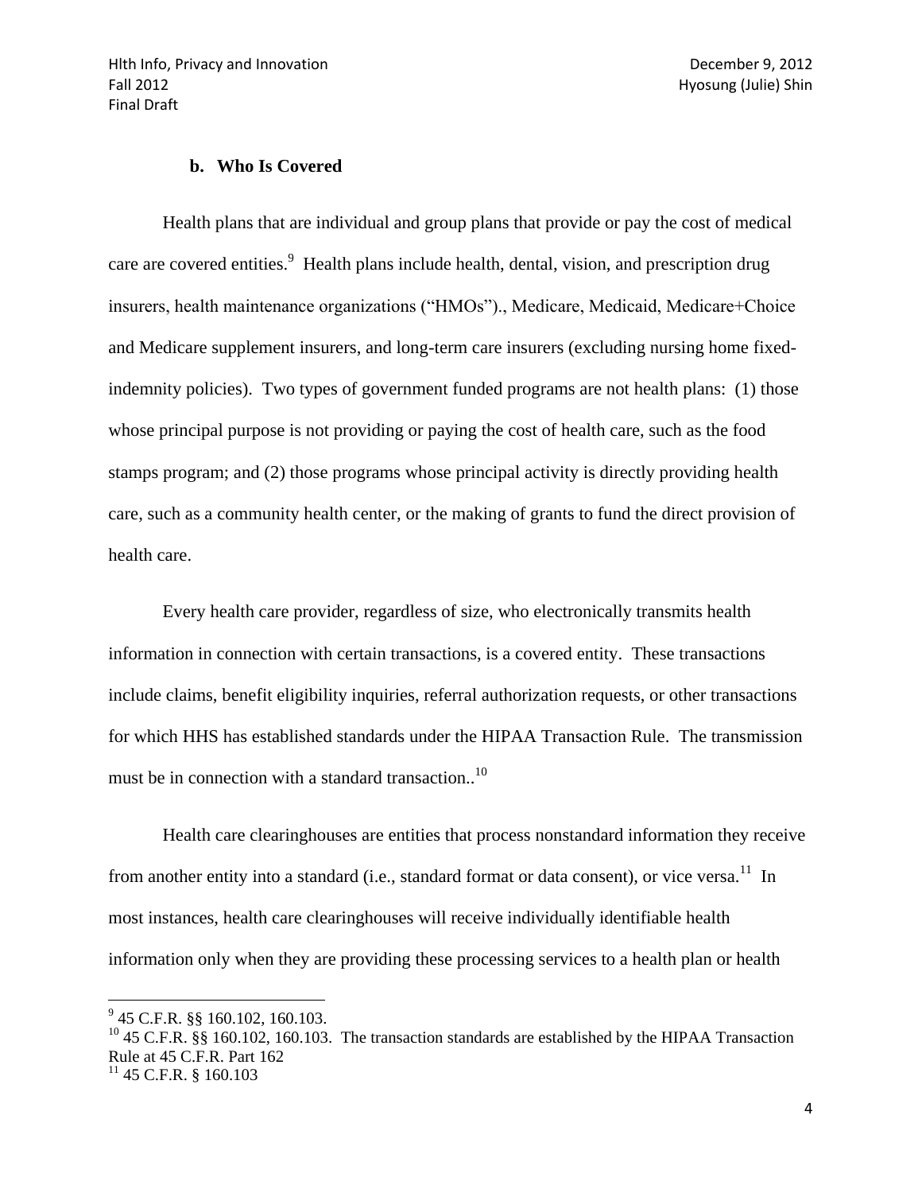### b. Who Is Covered

Health plans that are individual and group plans that provide or pay the cost of medical care are covered entities.[9] Health plans include health, dental, vision, and prescription drug insurers, health maintenance organizations ("HMOs")., Medicare, Medicaid, Medicare+Choice and Medicare supplement insurers, and long-term care insurers (excluding nursing home fixed-indemnity policies). Two types of government funded programs are not health plans: (1) those whose principal purpose is not providing or paying the cost of health care, such as the food stamps program; and (2) those programs whose principal activity is directly providing health care, such as a community health center, or the making of grants to fund the direct provision of health care.

Every health care provider, regardless of size, who electronically transmits health information in connection with certain transactions, is a covered entity. These transactions include claims, benefit eligibility inquiries, referral authorization requests, or other transactions for which HHS has established standards under the HIPAA Transaction Rule. The transmission must be in connection with a standard transaction..[10]

Health care clearinghouses are entities that process nonstandard information they receive from another entity into a standard (i.e., standard format or data consent), or vice versa.[11] In most instances, health care clearinghouses will receive individually identifiable health information only when they are providing these processing services to a health plan or health

---

[9] 45 C.F.R. §§ 160.102, 160.103.

[10] 45 C.F.R. §§ 160.102, 160.103. The transaction standards are established by the HIPAA Transaction Rule at 45 C.F.R. Part 162

[11] 45 C.F.R. § 160.103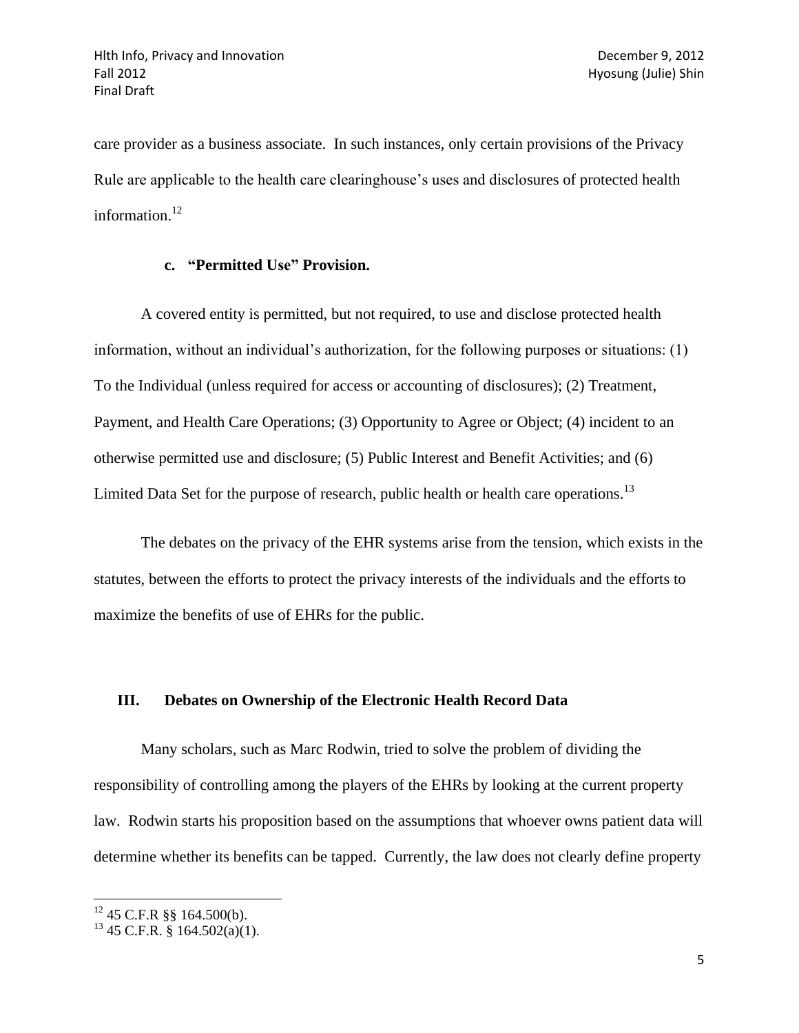care provider as a business associate. In such instances, only certain provisions of the Privacy Rule are applicable to the health care clearinghouse's uses and disclosures of protected health information.[12]

### c. "Permitted Use" Provision.

A covered entity is permitted, but not required, to use and disclose protected health information, without an individual's authorization, for the following purposes or situations: (1) To the Individual (unless required for access or accounting of disclosures); (2) Treatment, Payment, and Health Care Operations; (3) Opportunity to Agree or Object; (4) incident to an otherwise permitted use and disclosure; (5) Public Interest and Benefit Activities; and (6) Limited Data Set for the purpose of research, public health or health care operations.[13]

The debates on the privacy of the EHR systems arise from the tension, which exists in the statutes, between the efforts to protect the privacy interests of the individuals and the efforts to maximize the benefits of use of EHRs for the public.

## III. Debates on Ownership of the Electronic Health Record Data

Many scholars, such as Marc Rodwin, tried to solve the problem of dividing the responsibility of controlling among the players of the EHRs by looking at the current property law. Rodwin starts his proposition based on the assumptions that whoever owns patient data will determine whether its benefits can be tapped. Currently, the law does not clearly define property

---

[12] 45 C.F.R §§ 164.500(b).

[13] 45 C.F.R. § 164.502(a)(1).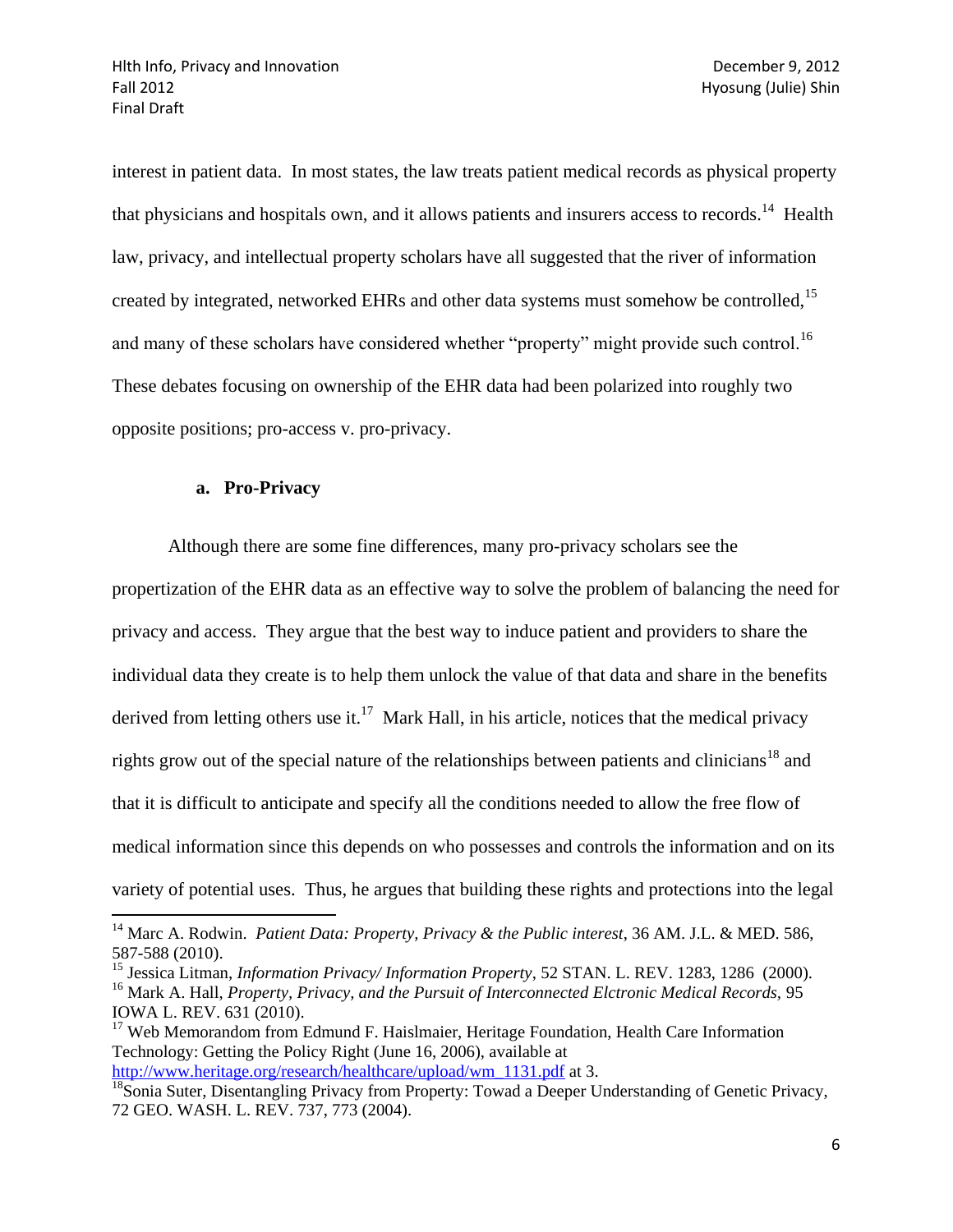interest in patient data. In most states, the law treats patient medical records as physical property that physicians and hospitals own, and it allows patients and insurers access to records.[14] Health law, privacy, and intellectual property scholars have all suggested that the river of information created by integrated, networked EHRs and other data systems must somehow be controlled,[15] and many of these scholars have considered whether "property" might provide such control.[16] These debates focusing on ownership of the EHR data had been polarized into roughly two opposite positions; pro-access v. pro-privacy.

**a. Pro-Privacy**

Although there are some fine differences, many pro-privacy scholars see the propertization of the EHR data as an effective way to solve the problem of balancing the need for privacy and access. They argue that the best way to induce patient and providers to share the individual data they create is to help them unlock the value of that data and share in the benefits derived from letting others use it.[17] Mark Hall, in his article, notices that the medical privacy rights grow out of the special nature of the relationships between patients and clinicians[18] and that it is difficult to anticipate and specify all the conditions needed to allow the free flow of medical information since this depends on who possesses and controls the information and on its variety of potential uses. Thus, he argues that building these rights and protections into the legal

---

[14] Marc A. Rodwin. *Patient Data: Property, Privacy & the Public interest*, 36 AM. J.L. & MED. 586, 587-588 (2010).

[15] Jessica Litman, *Information Privacy/ Information Property*, 52 STAN. L. REV. 1283, 1286 (2000).

[16] Mark A. Hall, *Property, Privacy, and the Pursuit of Interconnected Elctronic Medical Records*, 95 IOWA L. REV. 631 (2010).

[17] Web Memorandom from Edmund F. Haislmaier, Heritage Foundation, Health Care Information Technology: Getting the Policy Right (June 16, 2006), available at http://www.heritage.org/research/healthcare/upload/wm_1131.pdf at 3.

[18] Sonia Suter, Disentangling Privacy from Property: Towad a Deeper Understanding of Genetic Privacy, 72 GEO. WASH. L. REV. 737, 773 (2004).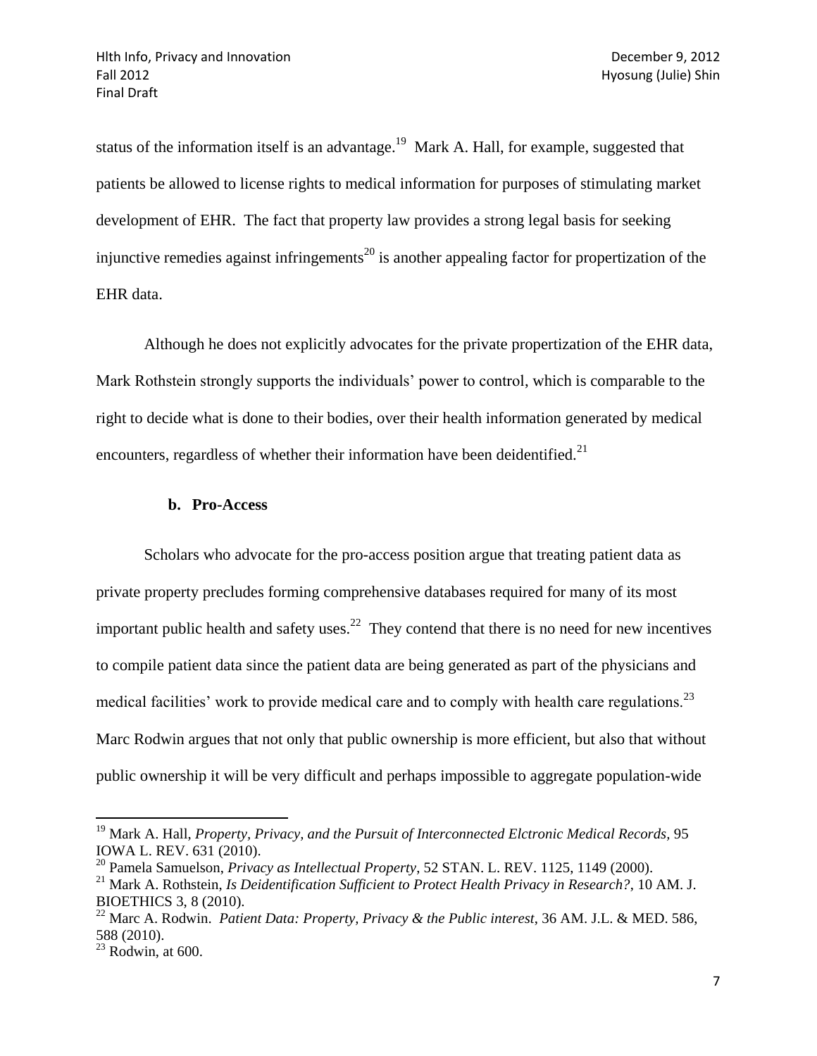status of the information itself is an advantage.[19] Mark A. Hall, for example, suggested that patients be allowed to license rights to medical information for purposes of stimulating market development of EHR. The fact that property law provides a strong legal basis for seeking injunctive remedies against infringements[20] is another appealing factor for propertization of the EHR data.

Although he does not explicitly advocates for the private propertization of the EHR data, Mark Rothstein strongly supports the individuals' power to control, which is comparable to the right to decide what is done to their bodies, over their health information generated by medical encounters, regardless of whether their information have been deidentified.[21]

### b. Pro-Access

Scholars who advocate for the pro-access position argue that treating patient data as private property precludes forming comprehensive databases required for many of its most important public health and safety uses.[22] They contend that there is no need for new incentives to compile patient data since the patient data are being generated as part of the physicians and medical facilities' work to provide medical care and to comply with health care regulations.[23] Marc Rodwin argues that not only that public ownership is more efficient, but also that without public ownership it will be very difficult and perhaps impossible to aggregate population-wide

---

[19] Mark A. Hall, *Property, Privacy, and the Pursuit of Interconnected Elctronic Medical Records*, 95 IOWA L. REV. 631 (2010).

[20] Pamela Samuelson, *Privacy as Intellectual Property*, 52 STAN. L. REV. 1125, 1149 (2000).

[21] Mark A. Rothstein, *Is Deidentification Sufficient to Protect Health Privacy in Research?*, 10 AM. J. BIOETHICS 3, 8 (2010).

[22] Marc A. Rodwin. *Patient Data: Property, Privacy & the Public interest*, 36 AM. J.L. & MED. 586, 588 (2010).

[23] Rodwin, at 600.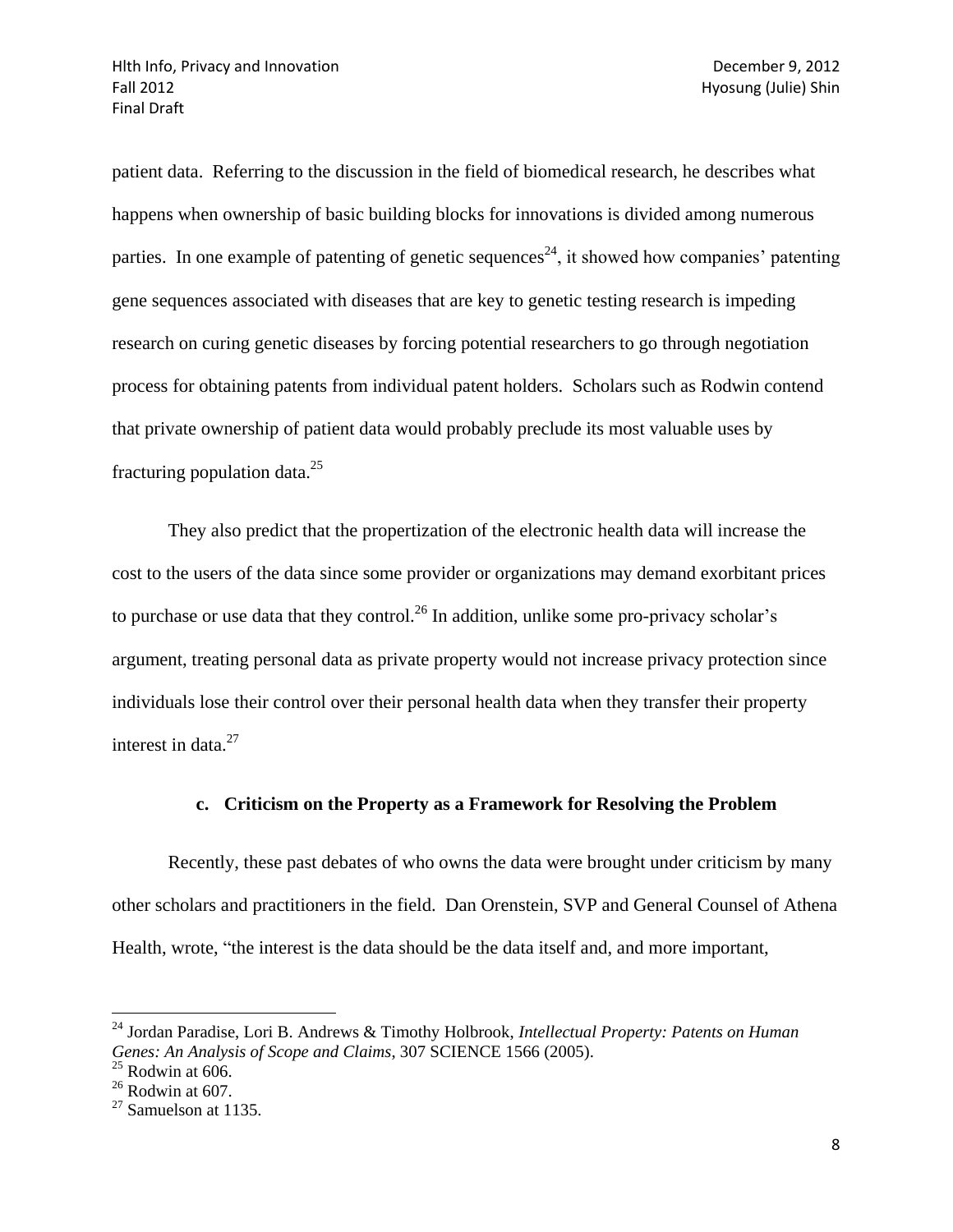patient data. Referring to the discussion in the field of biomedical research, he describes what happens when ownership of basic building blocks for innovations is divided among numerous parties. In one example of patenting of genetic sequences[24], it showed how companies' patenting gene sequences associated with diseases that are key to genetic testing research is impeding research on curing genetic diseases by forcing potential researchers to go through negotiation process for obtaining patents from individual patent holders. Scholars such as Rodwin contend that private ownership of patient data would probably preclude its most valuable uses by fracturing population data.[25]

They also predict that the propertization of the electronic health data will increase the cost to the users of the data since some provider or organizations may demand exorbitant prices to purchase or use data that they control.[26] In addition, unlike some pro-privacy scholar's argument, treating personal data as private property would not increase privacy protection since individuals lose their control over their personal health data when they transfer their property interest in data.[27]

### c. Criticism on the Property as a Framework for Resolving the Problem

Recently, these past debates of who owns the data were brought under criticism by many other scholars and practitioners in the field. Dan Orenstein, SVP and General Counsel of Athena Health, wrote, "the interest is the data should be the data itself and, and more important,

---

[24] Jordan Paradise, Lori B. Andrews & Timothy Holbrook, *Intellectual Property: Patents on Human Genes: An Analysis of Scope and Claims*, 307 SCIENCE 1566 (2005).

[25] Rodwin at 606.

[26] Rodwin at 607.

[27] Samuelson at 1135.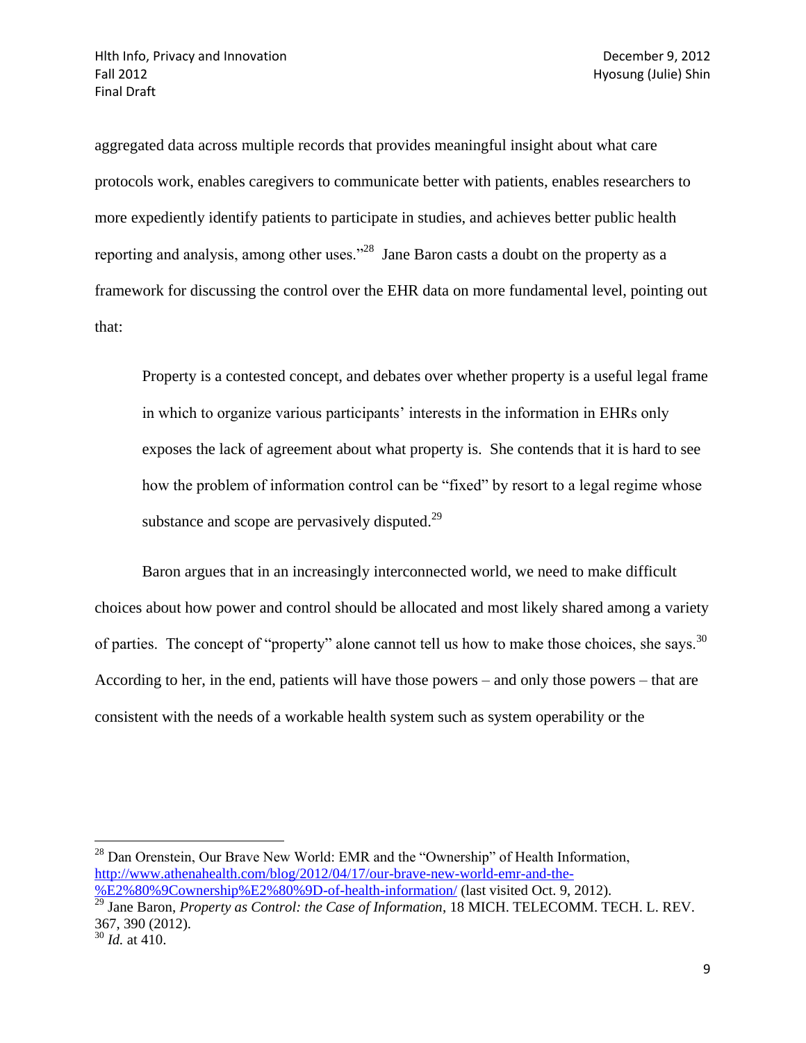aggregated data across multiple records that provides meaningful insight about what care protocols work, enables caregivers to communicate better with patients, enables researchers to more expediently identify patients to participate in studies, and achieves better public health reporting and analysis, among other uses."[28] Jane Baron casts a doubt on the property as a framework for discussing the control over the EHR data on more fundamental level, pointing out that:

> Property is a contested concept, and debates over whether property is a useful legal frame in which to organize various participants' interests in the information in EHRs only exposes the lack of agreement about what property is. She contends that it is hard to see how the problem of information control can be "fixed" by resort to a legal regime whose substance and scope are pervasively disputed.[29]

Baron argues that in an increasingly interconnected world, we need to make difficult choices about how power and control should be allocated and most likely shared among a variety of parties. The concept of "property" alone cannot tell us how to make those choices, she says.[30] According to her, in the end, patients will have those powers – and only those powers – that are consistent with the needs of a workable health system such as system operability or the

---

[28] Dan Orenstein, Our Brave New World: EMR and the "Ownership" of Health Information, http://www.athenahealth.com/blog/2012/04/17/our-brave-new-world-emr-and-the-%E2%80%9Cownership%E2%80%9D-of-health-information/ (last visited Oct. 9, 2012).

[29] Jane Baron, *Property as Control: the Case of Information*, 18 MICH. TELECOMM. TECH. L. REV. 367, 390 (2012).

[30] *Id.* at 410.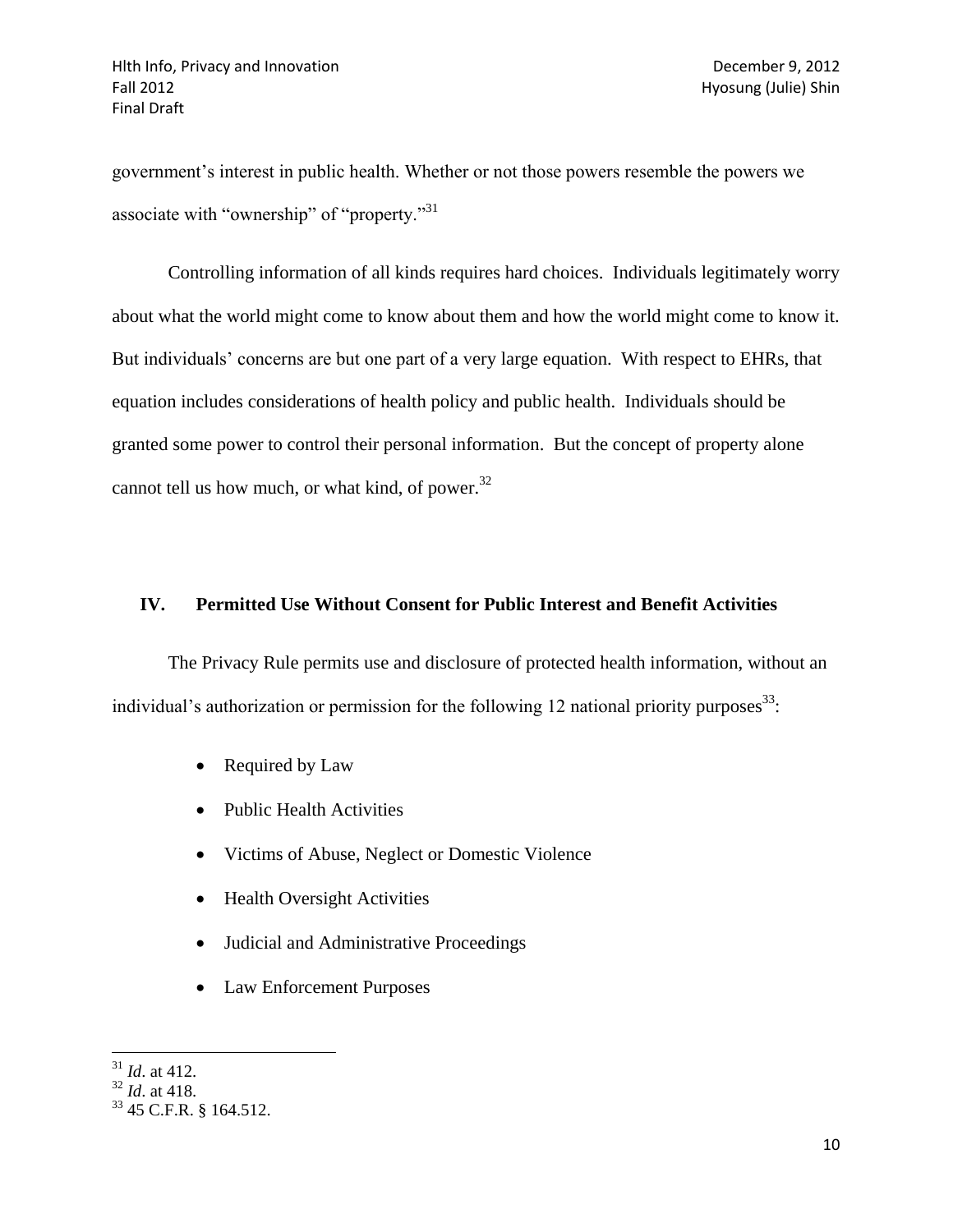government's interest in public health. Whether or not those powers resemble the powers we associate with "ownership" of "property."[31]

Controlling information of all kinds requires hard choices. Individuals legitimately worry about what the world might come to know about them and how the world might come to know it. But individuals' concerns are but one part of a very large equation. With respect to EHRs, that equation includes considerations of health policy and public health. Individuals should be granted some power to control their personal information. But the concept of property alone cannot tell us how much, or what kind, of power.[32]

## IV. Permitted Use Without Consent for Public Interest and Benefit Activities

The Privacy Rule permits use and disclosure of protected health information, without an individual's authorization or permission for the following 12 national priority purposes[33]:

- Required by Law
- Public Health Activities
- Victims of Abuse, Neglect or Domestic Violence
- Health Oversight Activities
- Judicial and Administrative Proceedings
- Law Enforcement Purposes

---

[31] *Id*. at 412.
[32] *Id*. at 418.
[33] 45 C.F.R. § 164.512.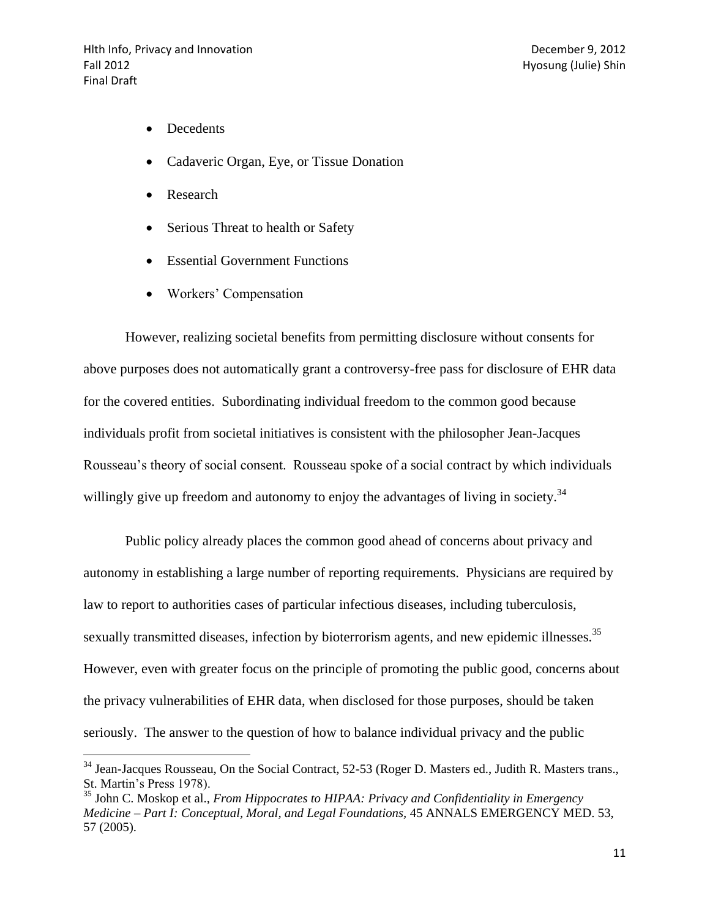- Decedents
- Cadaveric Organ, Eye, or Tissue Donation
- Research
- Serious Threat to health or Safety
- Essential Government Functions
- Workers' Compensation

However, realizing societal benefits from permitting disclosure without consents for above purposes does not automatically grant a controversy-free pass for disclosure of EHR data for the covered entities. Subordinating individual freedom to the common good because individuals profit from societal initiatives is consistent with the philosopher Jean-Jacques Rousseau's theory of social consent. Rousseau spoke of a social contract by which individuals willingly give up freedom and autonomy to enjoy the advantages of living in society.[34]

Public policy already places the common good ahead of concerns about privacy and autonomy in establishing a large number of reporting requirements. Physicians are required by law to report to authorities cases of particular infectious diseases, including tuberculosis, sexually transmitted diseases, infection by bioterrorism agents, and new epidemic illnesses.[35] However, even with greater focus on the principle of promoting the public good, concerns about the privacy vulnerabilities of EHR data, when disclosed for those purposes, should be taken seriously. The answer to the question of how to balance individual privacy and the public

---

[34] Jean-Jacques Rousseau, On the Social Contract, 52-53 (Roger D. Masters ed., Judith R. Masters trans., St. Martin's Press 1978).

[35] John C. Moskop et al., *From Hippocrates to HIPAA: Privacy and Confidentiality in Emergency Medicine – Part I: Conceptual, Moral, and Legal Foundations*, 45 ANNALS EMERGENCY MED. 53, 57 (2005).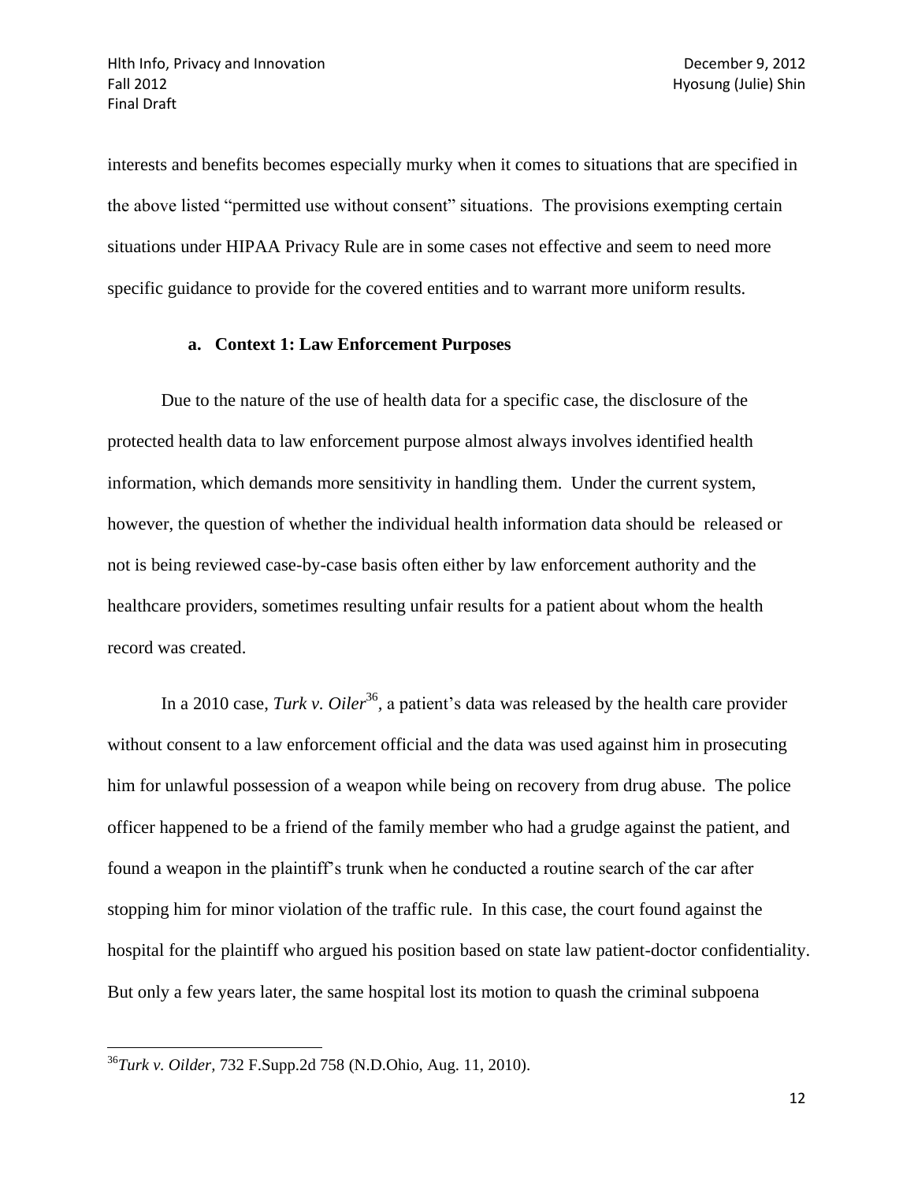interests and benefits becomes especially murky when it comes to situations that are specified in the above listed "permitted use without consent" situations. The provisions exempting certain situations under HIPAA Privacy Rule are in some cases not effective and seem to need more specific guidance to provide for the covered entities and to warrant more uniform results.

### a. Context 1: Law Enforcement Purposes

Due to the nature of the use of health data for a specific case, the disclosure of the protected health data to law enforcement purpose almost always involves identified health information, which demands more sensitivity in handling them. Under the current system, however, the question of whether the individual health information data should be released or not is being reviewed case-by-case basis often either by law enforcement authority and the healthcare providers, sometimes resulting unfair results for a patient about whom the health record was created.

In a 2010 case, *Turk v. Oiler*[36], a patient's data was released by the health care provider without consent to a law enforcement official and the data was used against him in prosecuting him for unlawful possession of a weapon while being on recovery from drug abuse. The police officer happened to be a friend of the family member who had a grudge against the patient, and found a weapon in the plaintiff's trunk when he conducted a routine search of the car after stopping him for minor violation of the traffic rule. In this case, the court found against the hospital for the plaintiff who argued his position based on state law patient-doctor confidentiality. But only a few years later, the same hospital lost its motion to quash the criminal subpoena

---

[36] *Turk v. Oilder*, 732 F.Supp.2d 758 (N.D.Ohio, Aug. 11, 2010).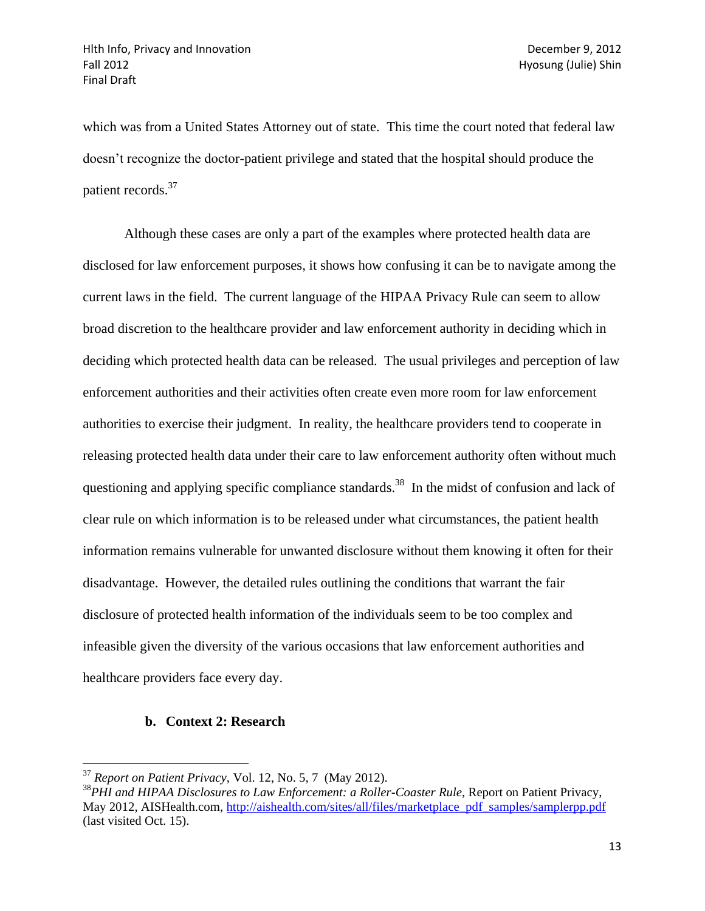which was from a United States Attorney out of state. This time the court noted that federal law doesn't recognize the doctor-patient privilege and stated that the hospital should produce the patient records.[37]

Although these cases are only a part of the examples where protected health data are disclosed for law enforcement purposes, it shows how confusing it can be to navigate among the current laws in the field. The current language of the HIPAA Privacy Rule can seem to allow broad discretion to the healthcare provider and law enforcement authority in deciding which in deciding which protected health data can be released. The usual privileges and perception of law enforcement authorities and their activities often create even more room for law enforcement authorities to exercise their judgment. In reality, the healthcare providers tend to cooperate in releasing protected health data under their care to law enforcement authority often without much questioning and applying specific compliance standards.[38] In the midst of confusion and lack of clear rule on which information is to be released under what circumstances, the patient health information remains vulnerable for unwanted disclosure without them knowing it often for their disadvantage. However, the detailed rules outlining the conditions that warrant the fair disclosure of protected health information of the individuals seem to be too complex and infeasible given the diversity of the various occasions that law enforcement authorities and healthcare providers face every day.

**b. Context 2: Research**

---

[37] *Report on Patient Privacy*, Vol. 12, No. 5, 7 (May 2012).

[38] *PHI and HIPAA Disclosures to Law Enforcement: a Roller-Coaster Rule*, Report on Patient Privacy, May 2012, AISHealth.com, http://aishealth.com/sites/all/files/marketplace_pdf_samples/samplerpp.pdf (last visited Oct. 15).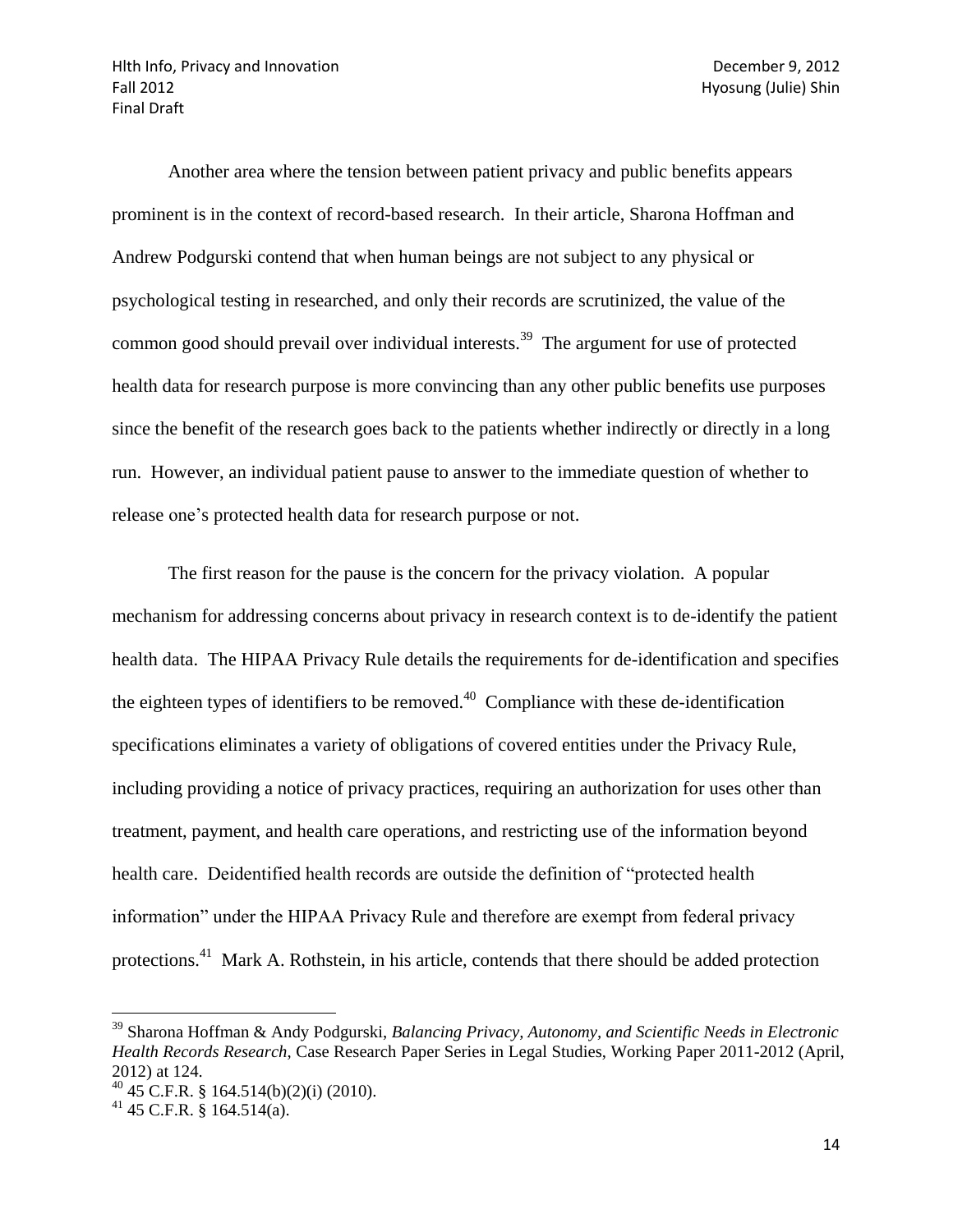Another area where the tension between patient privacy and public benefits appears prominent is in the context of record-based research. In their article, Sharona Hoffman and Andrew Podgurski contend that when human beings are not subject to any physical or psychological testing in researched, and only their records are scrutinized, the value of the common good should prevail over individual interests.[39] The argument for use of protected health data for research purpose is more convincing than any other public benefits use purposes since the benefit of the research goes back to the patients whether indirectly or directly in a long run. However, an individual patient pause to answer to the immediate question of whether to release one's protected health data for research purpose or not.

The first reason for the pause is the concern for the privacy violation. A popular mechanism for addressing concerns about privacy in research context is to de-identify the patient health data. The HIPAA Privacy Rule details the requirements for de-identification and specifies the eighteen types of identifiers to be removed.[40] Compliance with these de-identification specifications eliminates a variety of obligations of covered entities under the Privacy Rule, including providing a notice of privacy practices, requiring an authorization for uses other than treatment, payment, and health care operations, and restricting use of the information beyond health care. Deidentified health records are outside the definition of "protected health information" under the HIPAA Privacy Rule and therefore are exempt from federal privacy protections.[41] Mark A. Rothstein, in his article, contends that there should be added protection

---

[39] Sharona Hoffman & Andy Podgurski, *Balancing Privacy, Autonomy, and Scientific Needs in Electronic Health Records Research*, Case Research Paper Series in Legal Studies, Working Paper 2011-2012 (April, 2012) at 124.

[40] 45 C.F.R. § 164.514(b)(2)(i) (2010).

[41] 45 C.F.R. § 164.514(a).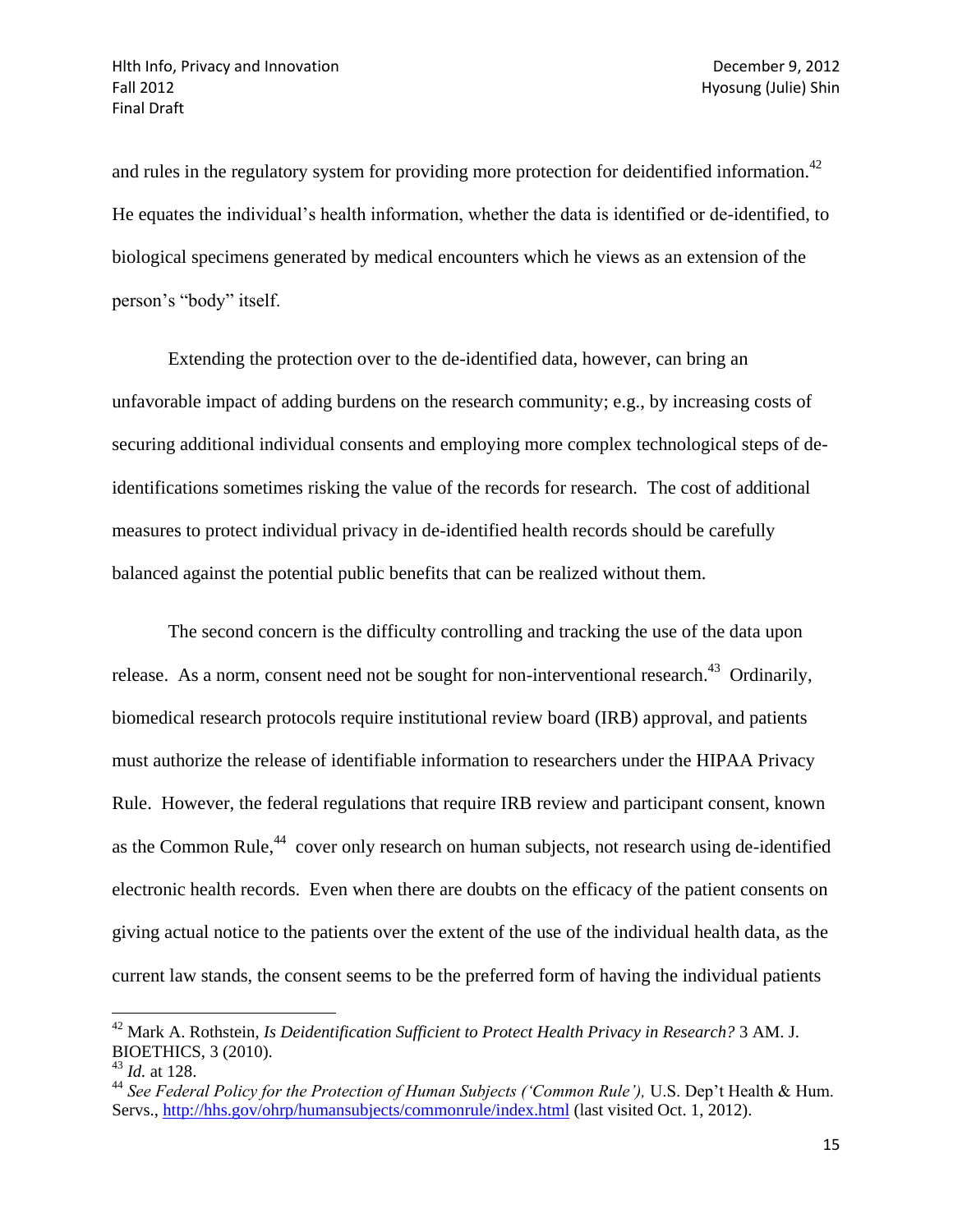and rules in the regulatory system for providing more protection for deidentified information.[42] He equates the individual's health information, whether the data is identified or de-identified, to biological specimens generated by medical encounters which he views as an extension of the person's "body" itself.

Extending the protection over to the de-identified data, however, can bring an unfavorable impact of adding burdens on the research community; e.g., by increasing costs of securing additional individual consents and employing more complex technological steps of de-identifications sometimes risking the value of the records for research. The cost of additional measures to protect individual privacy in de-identified health records should be carefully balanced against the potential public benefits that can be realized without them.

The second concern is the difficulty controlling and tracking the use of the data upon release. As a norm, consent need not be sought for non-interventional research.[43] Ordinarily, biomedical research protocols require institutional review board (IRB) approval, and patients must authorize the release of identifiable information to researchers under the HIPAA Privacy Rule. However, the federal regulations that require IRB review and participant consent, known as the Common Rule,[44] cover only research on human subjects, not research using de-identified electronic health records. Even when there are doubts on the efficacy of the patient consents on giving actual notice to the patients over the extent of the use of the individual health data, as the current law stands, the consent seems to be the preferred form of having the individual patients

---

[42] Mark A. Rothstein, *Is Deidentification Sufficient to Protect Health Privacy in Research?* 3 AM. J. BIOETHICS, 3 (2010).

[43] *Id.* at 128.

[44] *See Federal Policy for the Protection of Human Subjects ('Common Rule'),* U.S. Dep't Health & Hum. Servs., http://hhs.gov/ohrp/humansubjects/commonrule/index.html (last visited Oct. 1, 2012).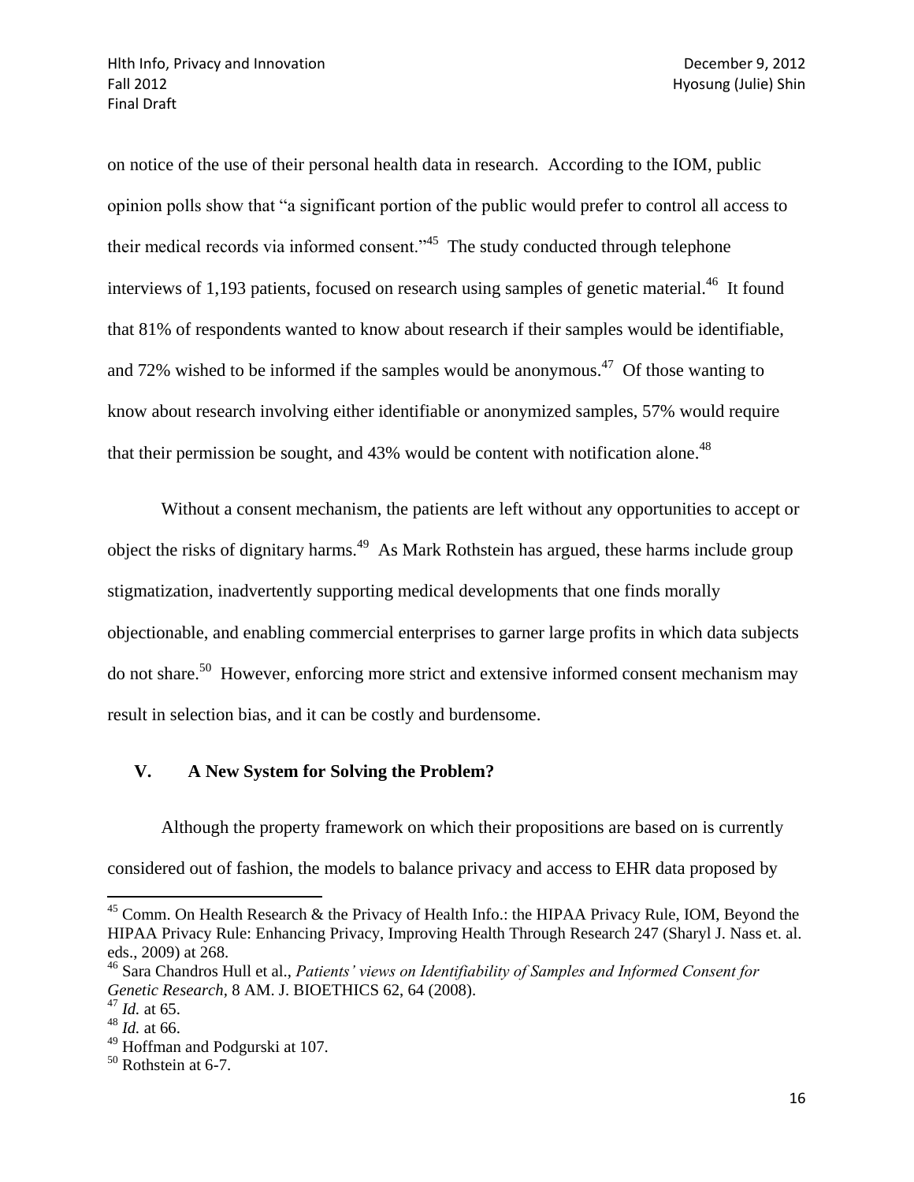on notice of the use of their personal health data in research. According to the IOM, public opinion polls show that "a significant portion of the public would prefer to control all access to their medical records via informed consent."[45] The study conducted through telephone interviews of 1,193 patients, focused on research using samples of genetic material.[46] It found that 81% of respondents wanted to know about research if their samples would be identifiable, and 72% wished to be informed if the samples would be anonymous.[47] Of those wanting to know about research involving either identifiable or anonymized samples, 57% would require that their permission be sought, and 43% would be content with notification alone.[48]

Without a consent mechanism, the patients are left without any opportunities to accept or object the risks of dignitary harms.[49] As Mark Rothstein has argued, these harms include group stigmatization, inadvertently supporting medical developments that one finds morally objectionable, and enabling commercial enterprises to garner large profits in which data subjects do not share.[50] However, enforcing more strict and extensive informed consent mechanism may result in selection bias, and it can be costly and burdensome.

## V. A New System for Solving the Problem?

Although the property framework on which their propositions are based on is currently considered out of fashion, the models to balance privacy and access to EHR data proposed by

---

[45] Comm. On Health Research & the Privacy of Health Info.: the HIPAA Privacy Rule, IOM, Beyond the HIPAA Privacy Rule: Enhancing Privacy, Improving Health Through Research 247 (Sharyl J. Nass et. al. eds., 2009) at 268.

[46] Sara Chandros Hull et al., *Patients' views on Identifiability of Samples and Informed Consent for Genetic Research*, 8 AM. J. BIOETHICS 62, 64 (2008).

[47] *Id.* at 65.

[48] *Id.* at 66.

[49] Hoffman and Podgurski at 107.

[50] Rothstein at 6-7.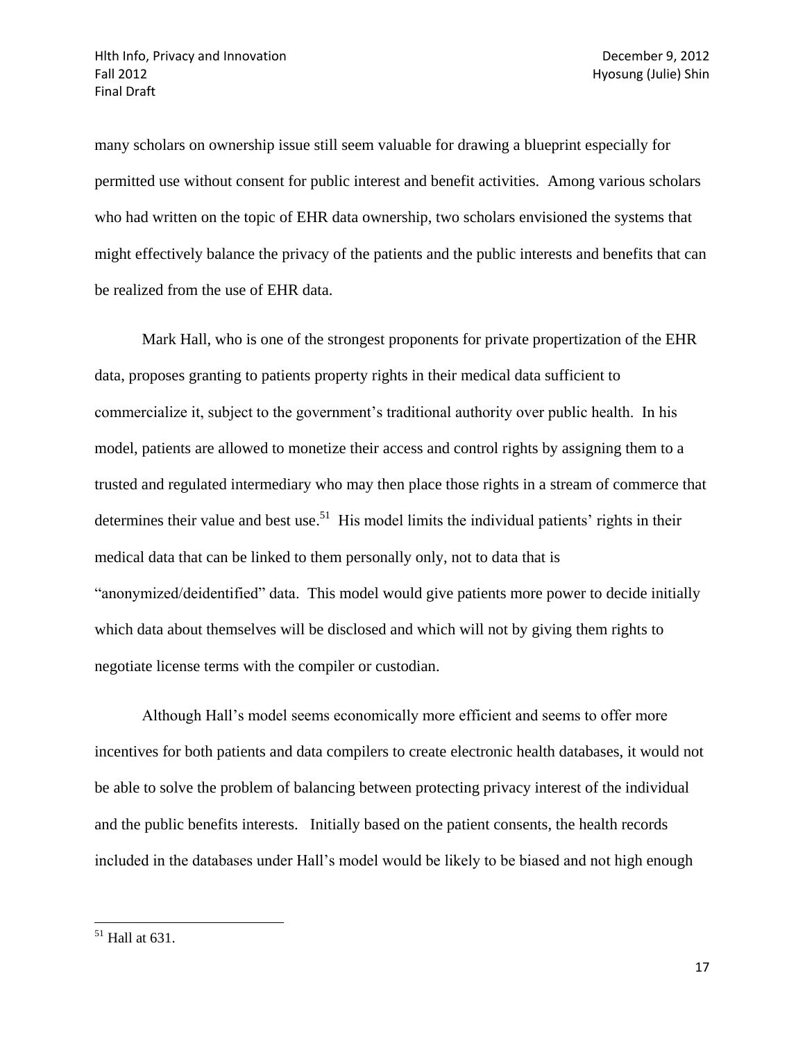many scholars on ownership issue still seem valuable for drawing a blueprint especially for permitted use without consent for public interest and benefit activities. Among various scholars who had written on the topic of EHR data ownership, two scholars envisioned the systems that might effectively balance the privacy of the patients and the public interests and benefits that can be realized from the use of EHR data.

Mark Hall, who is one of the strongest proponents for private propertization of the EHR data, proposes granting to patients property rights in their medical data sufficient to commercialize it, subject to the government's traditional authority over public health. In his model, patients are allowed to monetize their access and control rights by assigning them to a trusted and regulated intermediary who may then place those rights in a stream of commerce that determines their value and best use.[51] His model limits the individual patients' rights in their medical data that can be linked to them personally only, not to data that is "anonymized/deidentified" data. This model would give patients more power to decide initially which data about themselves will be disclosed and which will not by giving them rights to negotiate license terms with the compiler or custodian.

Although Hall's model seems economically more efficient and seems to offer more incentives for both patients and data compilers to create electronic health databases, it would not be able to solve the problem of balancing between protecting privacy interest of the individual and the public benefits interests. Initially based on the patient consents, the health records included in the databases under Hall's model would be likely to be biased and not high enough

---

[51] Hall at 631.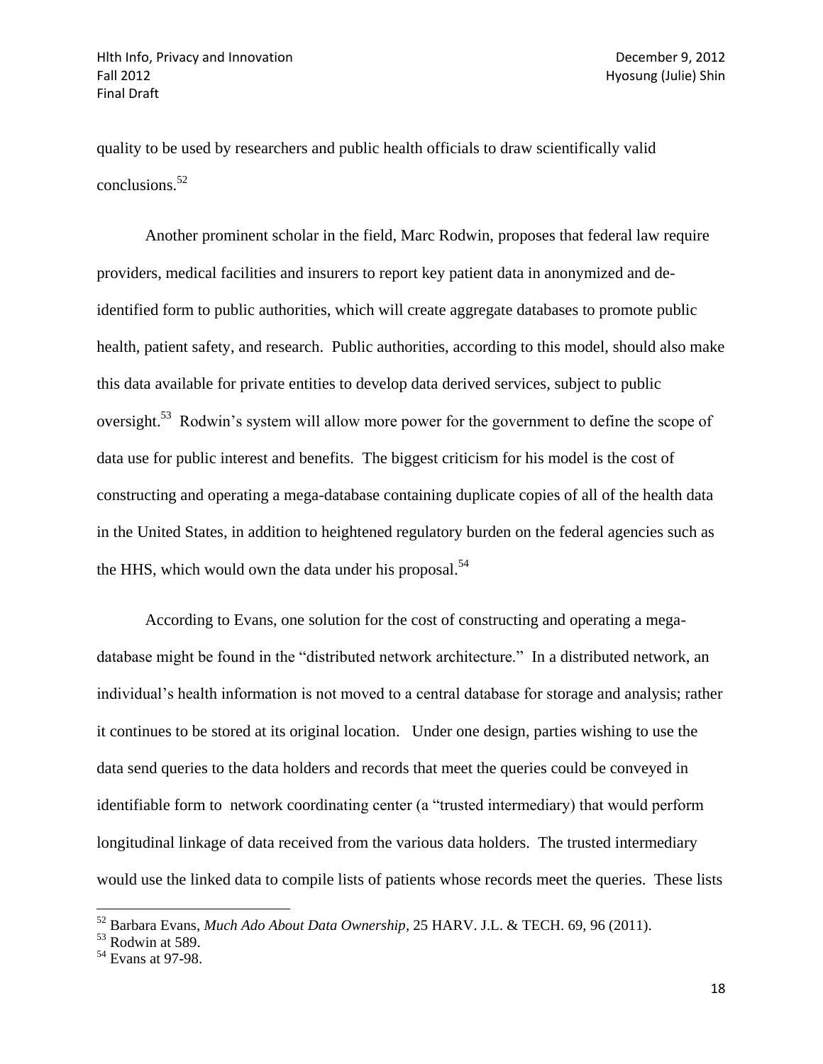quality to be used by researchers and public health officials to draw scientifically valid conclusions.[52]

Another prominent scholar in the field, Marc Rodwin, proposes that federal law require providers, medical facilities and insurers to report key patient data in anonymized and de-identified form to public authorities, which will create aggregate databases to promote public health, patient safety, and research. Public authorities, according to this model, should also make this data available for private entities to develop data derived services, subject to public oversight.[53] Rodwin's system will allow more power for the government to define the scope of data use for public interest and benefits. The biggest criticism for his model is the cost of constructing and operating a mega-database containing duplicate copies of all of the health data in the United States, in addition to heightened regulatory burden on the federal agencies such as the HHS, which would own the data under his proposal.[54]

According to Evans, one solution for the cost of constructing and operating a mega-database might be found in the "distributed network architecture." In a distributed network, an individual's health information is not moved to a central database for storage and analysis; rather it continues to be stored at its original location. Under one design, parties wishing to use the data send queries to the data holders and records that meet the queries could be conveyed in identifiable form to network coordinating center (a "trusted intermediary) that would perform longitudinal linkage of data received from the various data holders. The trusted intermediary would use the linked data to compile lists of patients whose records meet the queries. These lists

---

[52] Barbara Evans, *Much Ado About Data Ownership*, 25 HARV. J.L. & TECH. 69, 96 (2011).

[53] Rodwin at 589.

[54] Evans at 97-98.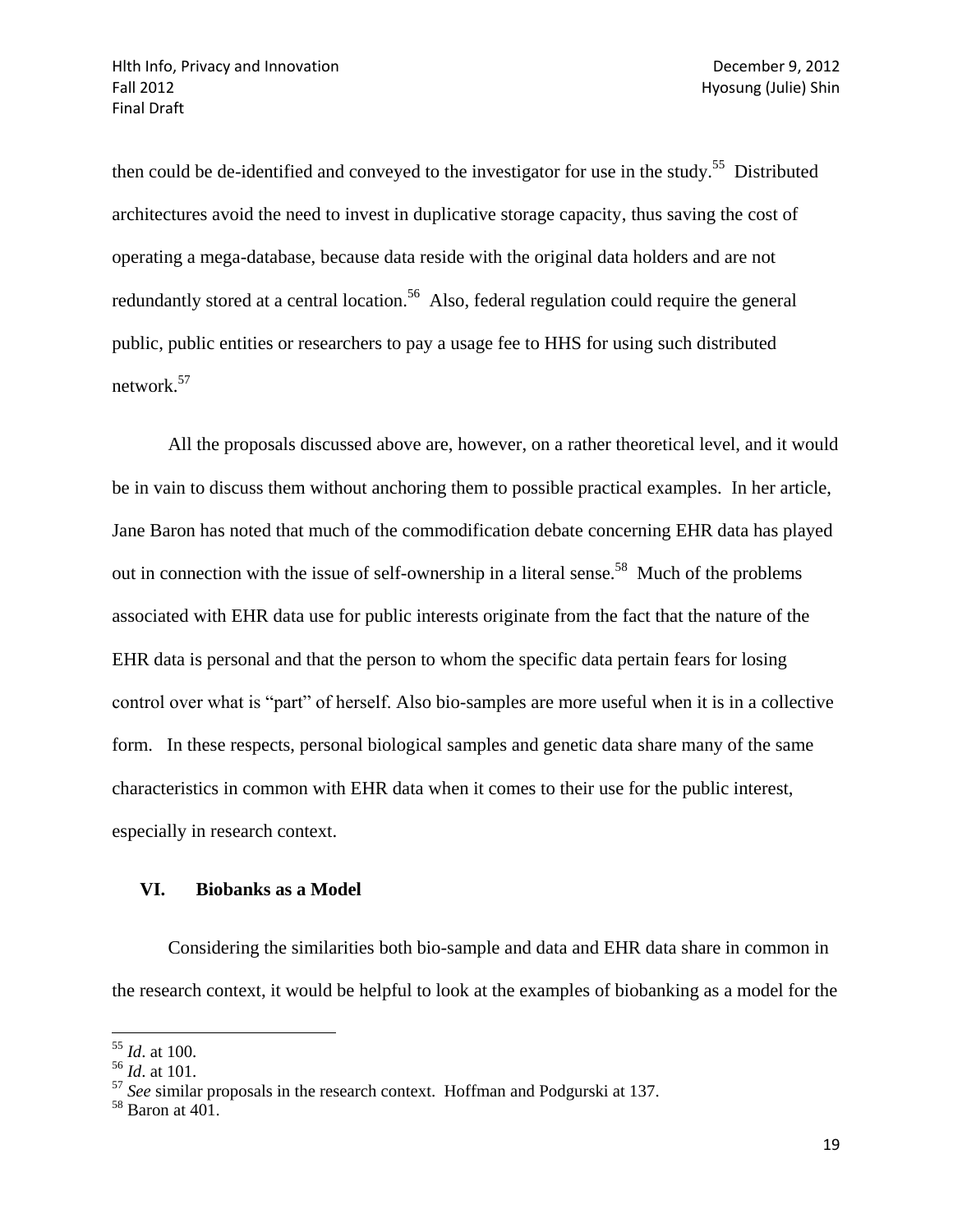then could be de-identified and conveyed to the investigator for use in the study.[55] Distributed architectures avoid the need to invest in duplicative storage capacity, thus saving the cost of operating a mega-database, because data reside with the original data holders and are not redundantly stored at a central location.[56] Also, federal regulation could require the general public, public entities or researchers to pay a usage fee to HHS for using such distributed network.[57]

All the proposals discussed above are, however, on a rather theoretical level, and it would be in vain to discuss them without anchoring them to possible practical examples. In her article, Jane Baron has noted that much of the commodification debate concerning EHR data has played out in connection with the issue of self-ownership in a literal sense.[58] Much of the problems associated with EHR data use for public interests originate from the fact that the nature of the EHR data is personal and that the person to whom the specific data pertain fears for losing control over what is "part" of herself. Also bio-samples are more useful when it is in a collective form. In these respects, personal biological samples and genetic data share many of the same characteristics in common with EHR data when it comes to their use for the public interest, especially in research context.

## VI. Biobanks as a Model

Considering the similarities both bio-sample and data and EHR data share in common in the research context, it would be helpful to look at the examples of biobanking as a model for the

---

[55] *Id*. at 100.

[56] *Id*. at 101.

[57] *See* similar proposals in the research context. Hoffman and Podgurski at 137.

[58] Baron at 401.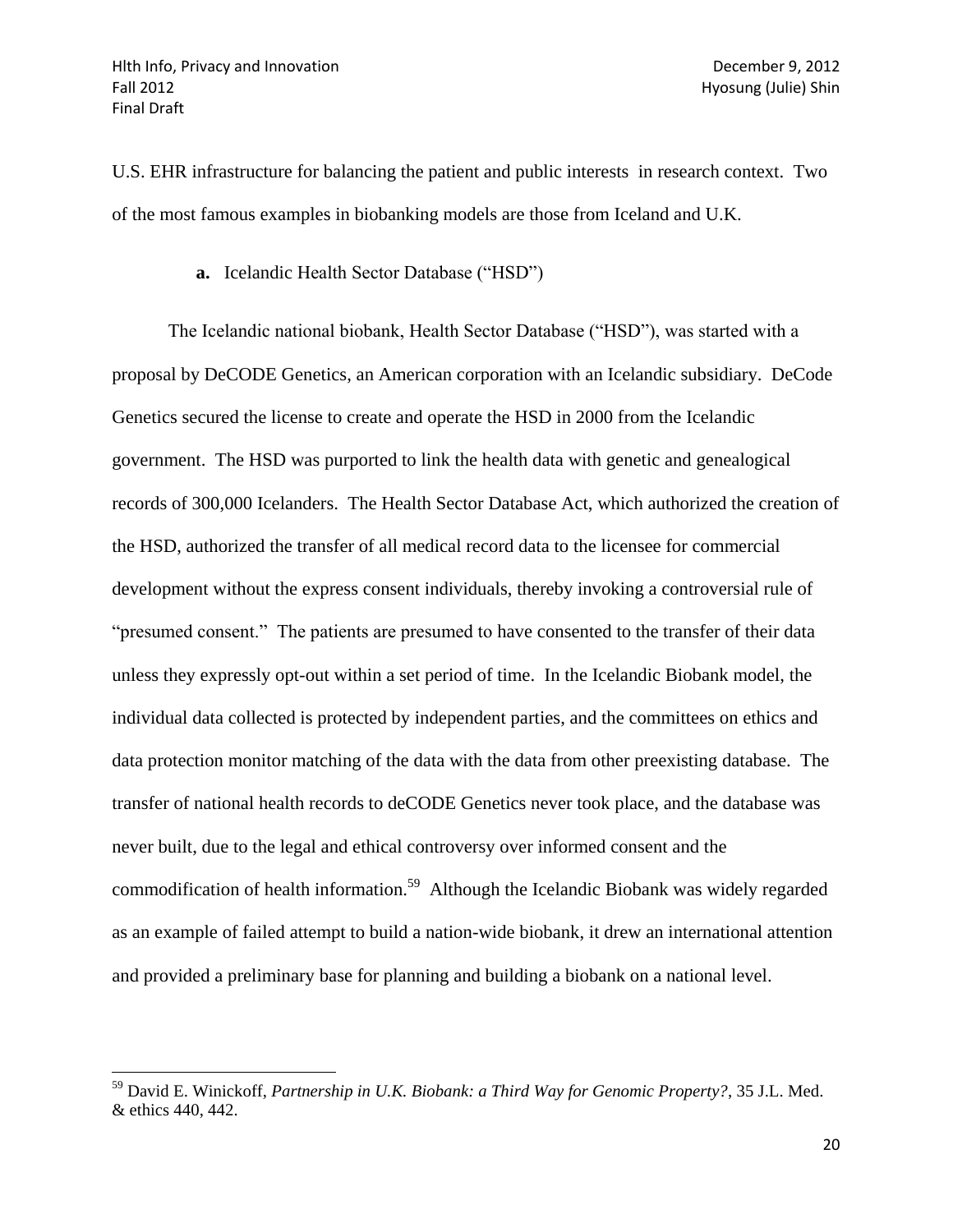U.S. EHR infrastructure for balancing the patient and public interests  in research context.  Two of the most famous examples in biobanking models are those from Iceland and U.K.

**a.** Icelandic Health Sector Database ("HSD")

The Icelandic national biobank, Health Sector Database ("HSD"), was started with a proposal by DeCODE Genetics, an American corporation with an Icelandic subsidiary.  DeCode Genetics secured the license to create and operate the HSD in 2000 from the Icelandic government.  The HSD was purported to link the health data with genetic and genealogical records of 300,000 Icelanders.  The Health Sector Database Act, which authorized the creation of the HSD, authorized the transfer of all medical record data to the licensee for commercial development without the express consent individuals, thereby invoking a controversial rule of "presumed consent."  The patients are presumed to have consented to the transfer of their data unless they expressly opt-out within a set period of time.  In the Icelandic Biobank model, the individual data collected is protected by independent parties, and the committees on ethics and data protection monitor matching of the data with the data from other preexisting database.  The transfer of national health records to deCODE Genetics never took place, and the database was never built, due to the legal and ethical controversy over informed consent and the commodification of health information.[59]  Although the Icelandic Biobank was widely regarded as an example of failed attempt to build a nation-wide biobank, it drew an international attention and provided a preliminary base for planning and building a biobank on a national level.

---

[59] David E. Winickoff, *Partnership in U.K. Biobank: a Third Way for Genomic Property?*, 35 J.L. Med. & ethics 440, 442.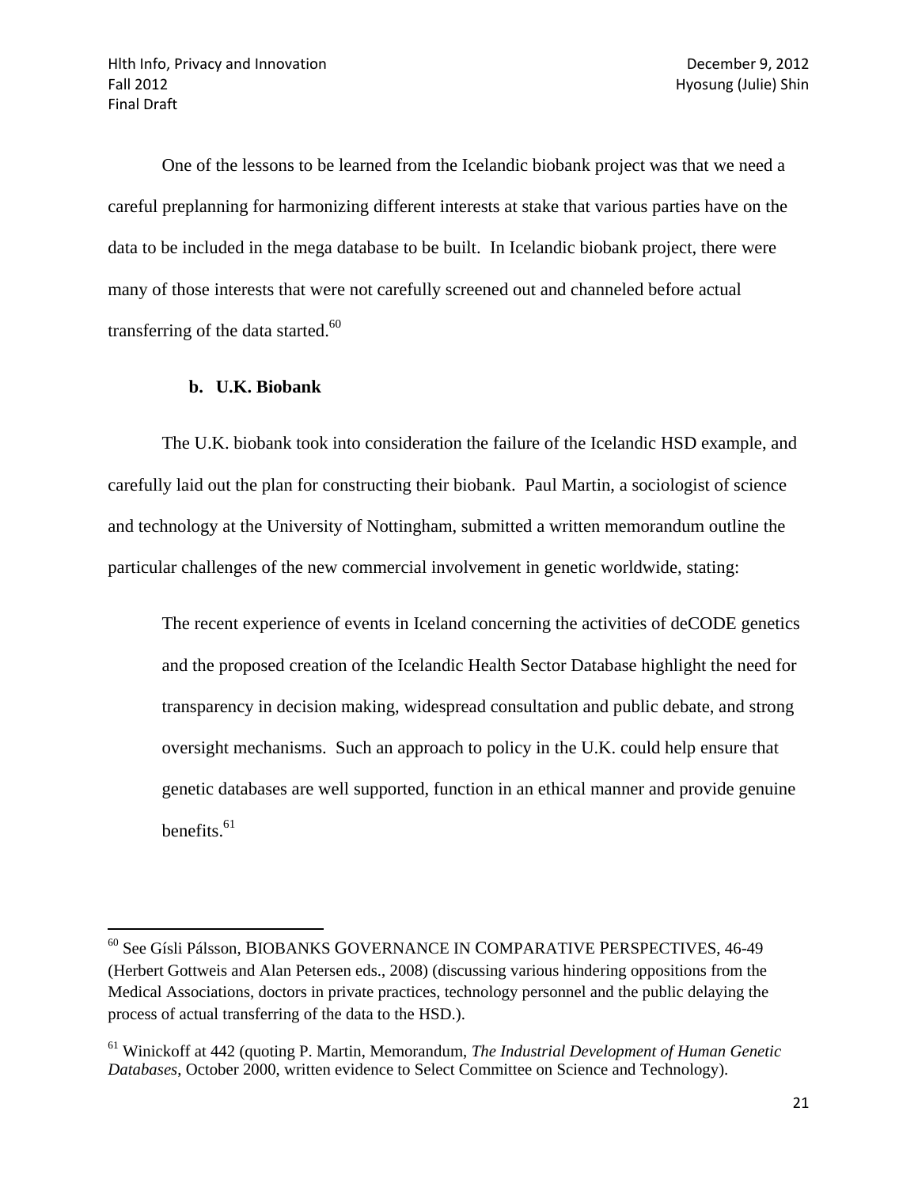One of the lessons to be learned from the Icelandic biobank project was that we need a careful preplanning for harmonizing different interests at stake that various parties have on the data to be included in the mega database to be built. In Icelandic biobank project, there were many of those interests that were not carefully screened out and channeled before actual transferring of the data started.[60]

### b. U.K. Biobank

The U.K. biobank took into consideration the failure of the Icelandic HSD example, and carefully laid out the plan for constructing their biobank. Paul Martin, a sociologist of science and technology at the University of Nottingham, submitted a written memorandum outline the particular challenges of the new commercial involvement in genetic worldwide, stating:

> The recent experience of events in Iceland concerning the activities of deCODE genetics and the proposed creation of the Icelandic Health Sector Database highlight the need for transparency in decision making, widespread consultation and public debate, and strong oversight mechanisms. Such an approach to policy in the U.K. could help ensure that genetic databases are well supported, function in an ethical manner and provide genuine benefits.[61]

---

[60] See Gísli Pálsson, BIOBANKS GOVERNANCE IN COMPARATIVE PERSPECTIVES, 46-49 (Herbert Gottweis and Alan Petersen eds., 2008) (discussing various hindering oppositions from the Medical Associations, doctors in private practices, technology personnel and the public delaying the process of actual transferring of the data to the HSD.).

[61] Winickoff at 442 (quoting P. Martin, Memorandum, *The Industrial Development of Human Genetic Databases*, October 2000, written evidence to Select Committee on Science and Technology).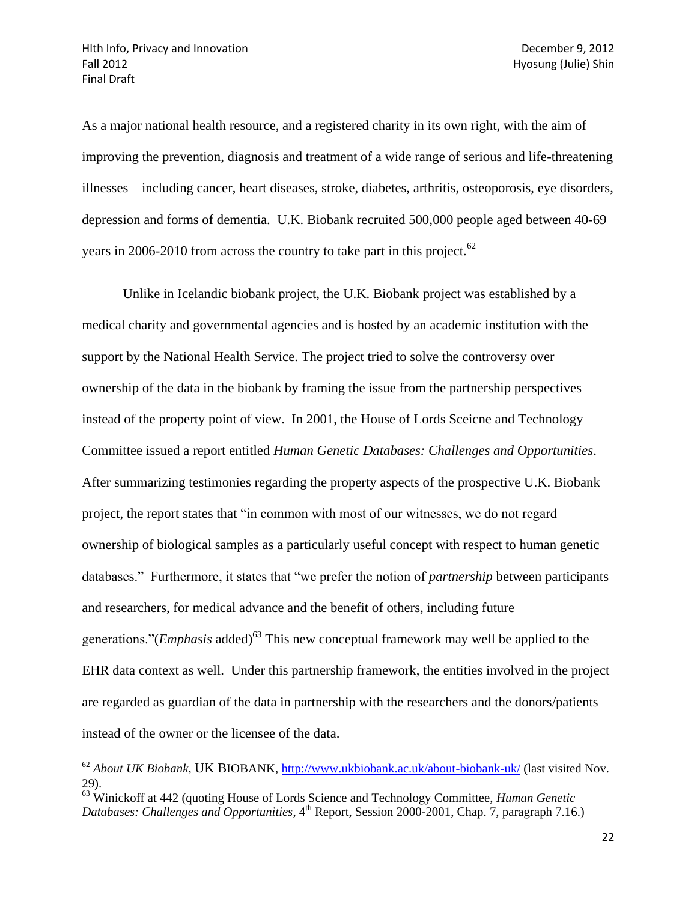As a major national health resource, and a registered charity in its own right, with the aim of improving the prevention, diagnosis and treatment of a wide range of serious and life-threatening illnesses – including cancer, heart diseases, stroke, diabetes, arthritis, osteoporosis, eye disorders, depression and forms of dementia. U.K. Biobank recruited 500,000 people aged between 40-69 years in 2006-2010 from across the country to take part in this project.[62]

Unlike in Icelandic biobank project, the U.K. Biobank project was established by a medical charity and governmental agencies and is hosted by an academic institution with the support by the National Health Service. The project tried to solve the controversy over ownership of the data in the biobank by framing the issue from the partnership perspectives instead of the property point of view. In 2001, the House of Lords Sceicne and Technology Committee issued a report entitled *Human Genetic Databases: Challenges and Opportunities*. After summarizing testimonies regarding the property aspects of the prospective U.K. Biobank project, the report states that "in common with most of our witnesses, we do not regard ownership of biological samples as a particularly useful concept with respect to human genetic databases." Furthermore, it states that "we prefer the notion of *partnership* between participants and researchers, for medical advance and the benefit of others, including future generations."(*Emphasis* added)[63] This new conceptual framework may well be applied to the EHR data context as well. Under this partnership framework, the entities involved in the project are regarded as guardian of the data in partnership with the researchers and the donors/patients instead of the owner or the licensee of the data.

---

[62] *About UK Biobank*, UK BIOBANK, http://www.ukbiobank.ac.uk/about-biobank-uk/ (last visited Nov. 29).

[63] Winickoff at 442 (quoting House of Lords Science and Technology Committee, *Human Genetic Databases: Challenges and Opportunities*, 4th Report, Session 2000-2001, Chap. 7, paragraph 7.16.)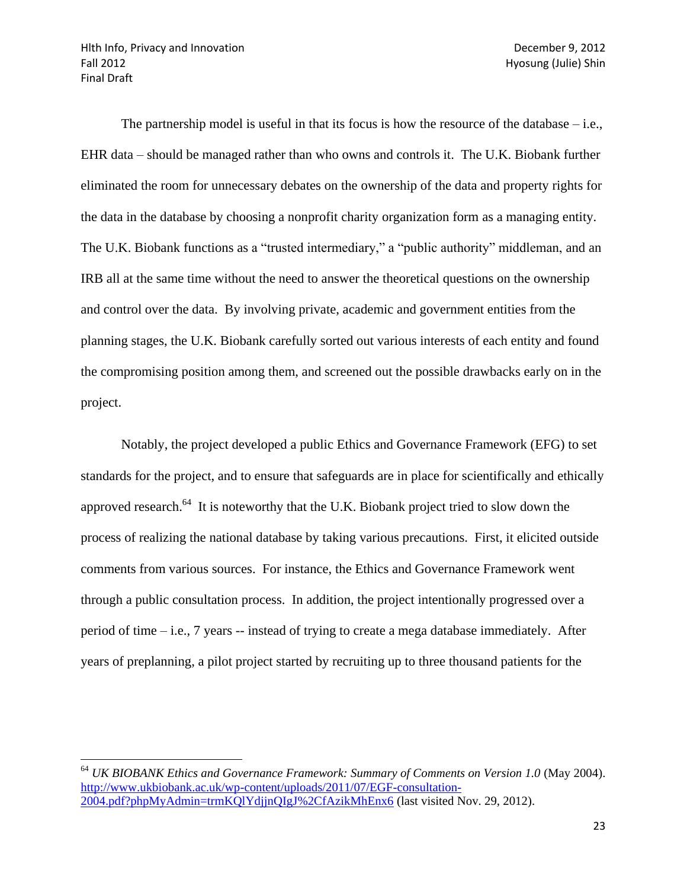The partnership model is useful in that its focus is how the resource of the database – i.e., EHR data – should be managed rather than who owns and controls it. The U.K. Biobank further eliminated the room for unnecessary debates on the ownership of the data and property rights for the data in the database by choosing a nonprofit charity organization form as a managing entity. The U.K. Biobank functions as a "trusted intermediary," a "public authority" middleman, and an IRB all at the same time without the need to answer the theoretical questions on the ownership and control over the data. By involving private, academic and government entities from the planning stages, the U.K. Biobank carefully sorted out various interests of each entity and found the compromising position among them, and screened out the possible drawbacks early on in the project.

Notably, the project developed a public Ethics and Governance Framework (EFG) to set standards for the project, and to ensure that safeguards are in place for scientifically and ethically approved research.[64] It is noteworthy that the U.K. Biobank project tried to slow down the process of realizing the national database by taking various precautions. First, it elicited outside comments from various sources. For instance, the Ethics and Governance Framework went through a public consultation process. In addition, the project intentionally progressed over a period of time – i.e., 7 years -- instead of trying to create a mega database immediately. After years of preplanning, a pilot project started by recruiting up to three thousand patients for the

---

[64] *UK BIOBANK Ethics and Governance Framework: Summary of Comments on Version 1.0* (May 2004). http://www.ukbiobank.ac.uk/wp-content/uploads/2011/07/EGF-consultation-2004.pdf?phpMyAdmin=trmKQlYdjjnQIgJ%2CfAzikMhEnx6 (last visited Nov. 29, 2012).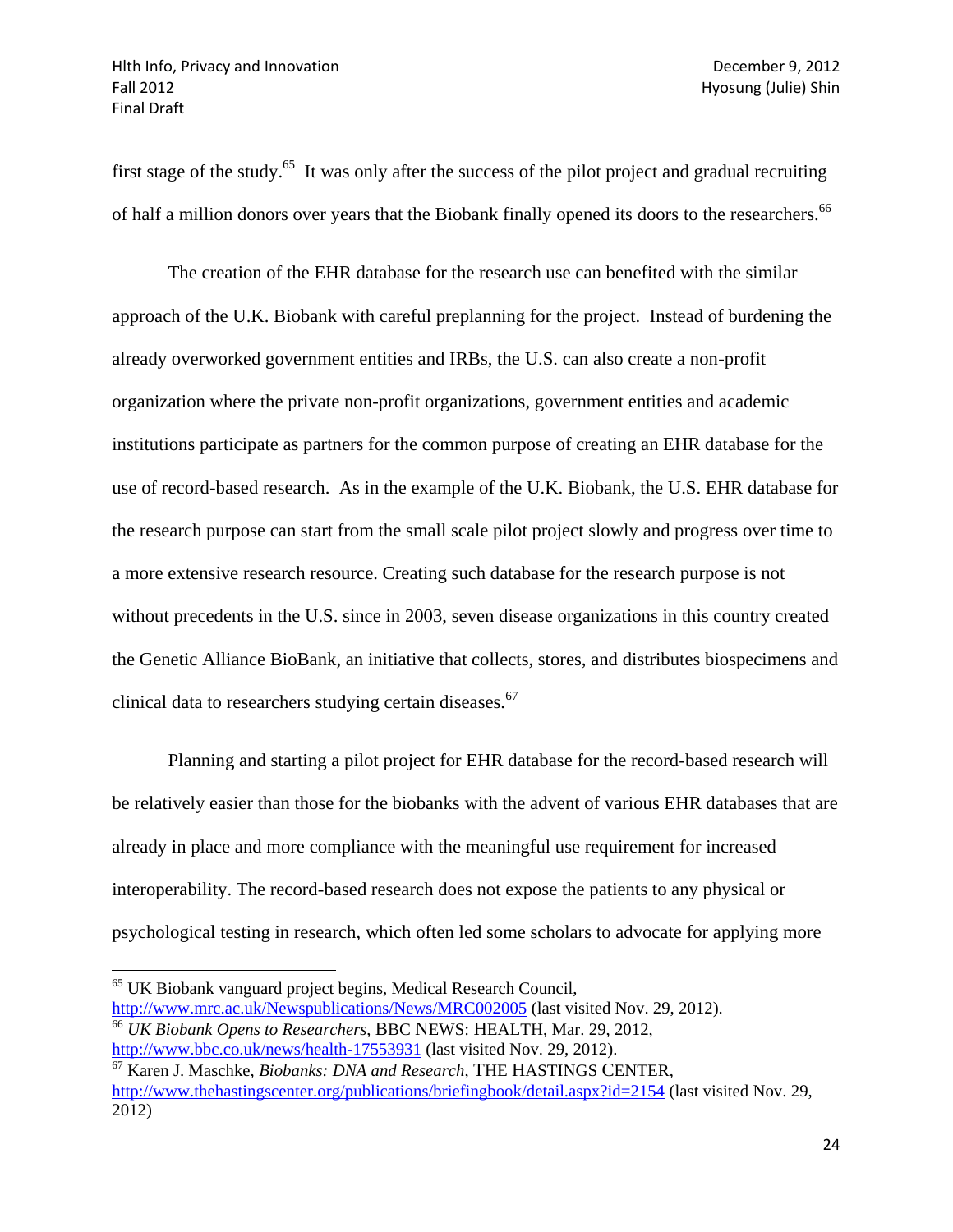first stage of the study.[65] It was only after the success of the pilot project and gradual recruiting of half a million donors over years that the Biobank finally opened its doors to the researchers.[66]

The creation of the EHR database for the research use can benefited with the similar approach of the U.K. Biobank with careful preplanning for the project. Instead of burdening the already overworked government entities and IRBs, the U.S. can also create a non-profit organization where the private non-profit organizations, government entities and academic institutions participate as partners for the common purpose of creating an EHR database for the use of record-based research. As in the example of the U.K. Biobank, the U.S. EHR database for the research purpose can start from the small scale pilot project slowly and progress over time to a more extensive research resource. Creating such database for the research purpose is not without precedents in the U.S. since in 2003, seven disease organizations in this country created the Genetic Alliance BioBank, an initiative that collects, stores, and distributes biospecimens and clinical data to researchers studying certain diseases.[67]

Planning and starting a pilot project for EHR database for the record-based research will be relatively easier than those for the biobanks with the advent of various EHR databases that are already in place and more compliance with the meaningful use requirement for increased interoperability. The record-based research does not expose the patients to any physical or psychological testing in research, which often led some scholars to advocate for applying more

---

[65] UK Biobank vanguard project begins, Medical Research Council, http://www.mrc.ac.uk/Newspublications/News/MRC002005 (last visited Nov. 29, 2012).

[66] *UK Biobank Opens to Researchers*, BBC NEWS: HEALTH, Mar. 29, 2012, http://www.bbc.co.uk/news/health-17553931 (last visited Nov. 29, 2012).

[67] Karen J. Maschke, *Biobanks: DNA and Research*, THE HASTINGS CENTER, http://www.thehastingscenter.org/publications/briefingbook/detail.aspx?id=2154 (last visited Nov. 29, 2012)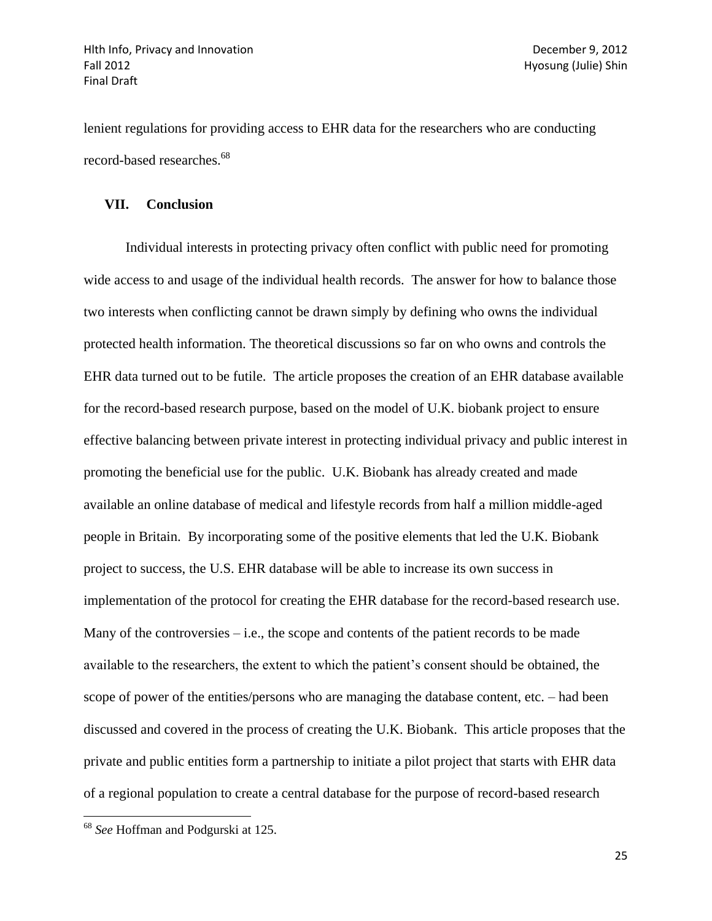lenient regulations for providing access to EHR data for the researchers who are conducting record-based researches.[68]

## VII. Conclusion

Individual interests in protecting privacy often conflict with public need for promoting wide access to and usage of the individual health records. The answer for how to balance those two interests when conflicting cannot be drawn simply by defining who owns the individual protected health information. The theoretical discussions so far on who owns and controls the EHR data turned out to be futile. The article proposes the creation of an EHR database available for the record-based research purpose, based on the model of U.K. biobank project to ensure effective balancing between private interest in protecting individual privacy and public interest in promoting the beneficial use for the public. U.K. Biobank has already created and made available an online database of medical and lifestyle records from half a million middle-aged people in Britain. By incorporating some of the positive elements that led the U.K. Biobank project to success, the U.S. EHR database will be able to increase its own success in implementation of the protocol for creating the EHR database for the record-based research use. Many of the controversies – i.e., the scope and contents of the patient records to be made available to the researchers, the extent to which the patient's consent should be obtained, the scope of power of the entities/persons who are managing the database content, etc. – had been discussed and covered in the process of creating the U.K. Biobank. This article proposes that the private and public entities form a partnership to initiate a pilot project that starts with EHR data of a regional population to create a central database for the purpose of record-based research

---

[68] *See* Hoffman and Podgurski at 125.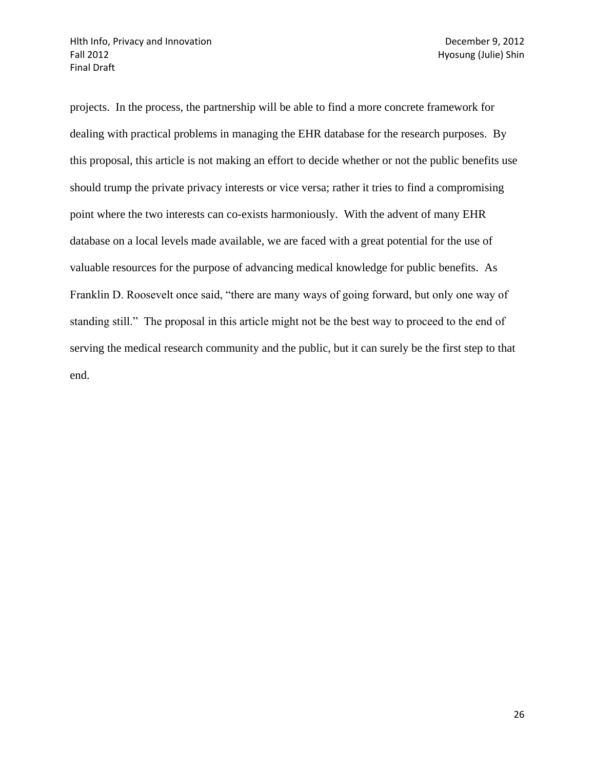projects. In the process, the partnership will be able to find a more concrete framework for dealing with practical problems in managing the EHR database for the research purposes. By this proposal, this article is not making an effort to decide whether or not the public benefits use should trump the private privacy interests or vice versa; rather it tries to find a compromising point where the two interests can co-exists harmoniously. With the advent of many EHR database on a local levels made available, we are faced with a great potential for the use of valuable resources for the purpose of advancing medical knowledge for public benefits. As Franklin D. Roosevelt once said, "there are many ways of going forward, but only one way of standing still." The proposal in this article might not be the best way to proceed to the end of serving the medical research community and the public, but it can surely be the first step to that end.